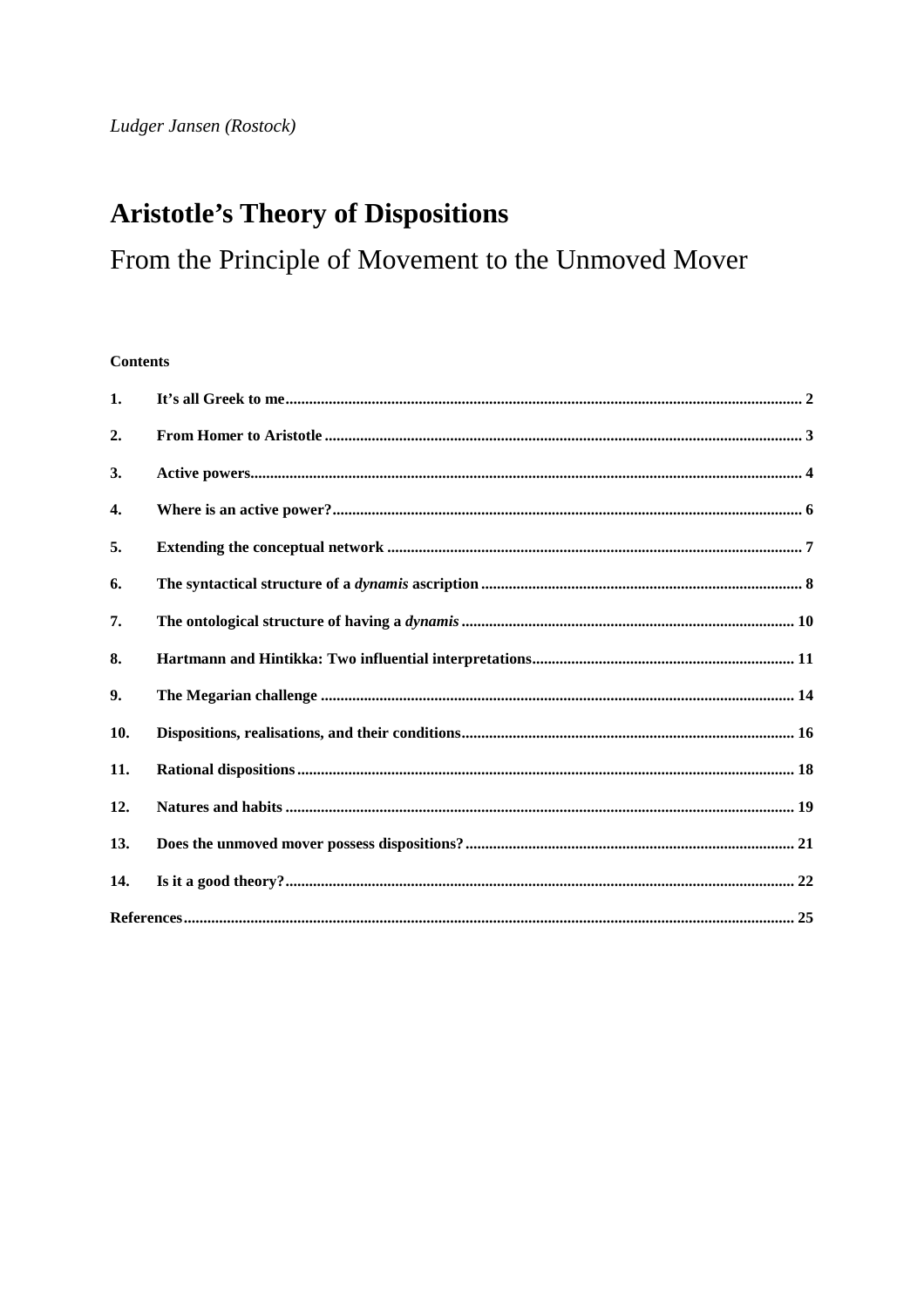*Ludger Jansen (Rostock)*

# Aristotle's Theory of Dispositions

## From the Principle of Movement to the Unmoved Mover

**Contents**

| | | |
|---|---|---|
| **1.** | **It's all Greek to me** | **2** |
| **2.** | **From Homer to Aristotle** | **3** |
| **3.** | **Active powers** | **4** |
| **4.** | **Where is an active power?** | **6** |
| **5.** | **Extending the conceptual network** | **7** |
| **6.** | **The syntactical structure of a *dynamis* ascription** | **8** |
| **7.** | **The ontological structure of having a *dynamis*** | **10** |
| **8.** | **Hartmann and Hintikka: Two influential interpretations** | **11** |
| **9.** | **The Megarian challenge** | **14** |
| **10.** | **Dispositions, realisations, and their conditions** | **16** |
| **11.** | **Rational dispositions** | **18** |
| **12.** | **Natures and habits** | **19** |
| **13.** | **Does the unmoved mover possess dispositions?** | **21** |
| **14.** | **Is it a good theory?** | **22** |
| **References** | | **25** |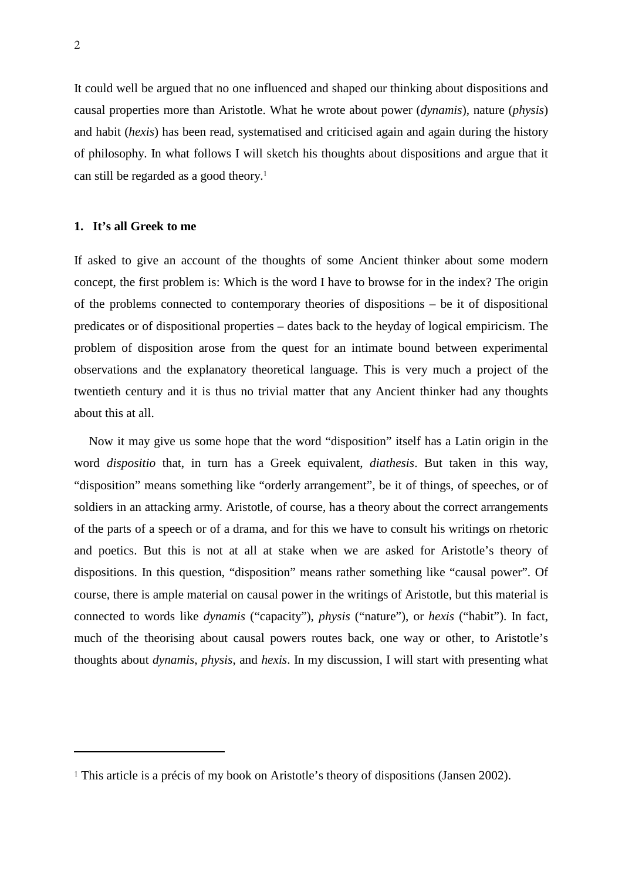It could well be argued that no one influenced and shaped our thinking about dispositions and causal properties more than Aristotle. What he wrote about power (*dynamis*), nature (*physis*) and habit (*hexis*) has been read, systematised and criticised again and again during the history of philosophy. In what follows I will sketch his thoughts about dispositions and argue that it can still be regarded as a good theory.[1]

## 1. It's all Greek to me

If asked to give an account of the thoughts of some Ancient thinker about some modern concept, the first problem is: Which is the word I have to browse for in the index? The origin of the problems connected to contemporary theories of dispositions – be it of dispositional predicates or of dispositional properties – dates back to the heyday of logical empiricism. The problem of disposition arose from the quest for an intimate bound between experimental observations and the explanatory theoretical language. This is very much a project of the twentieth century and it is thus no trivial matter that any Ancient thinker had any thoughts about this at all.

Now it may give us some hope that the word "disposition" itself has a Latin origin in the word *dispositio* that, in turn has a Greek equivalent, *diathesis*. But taken in this way, "disposition" means something like "orderly arrangement", be it of things, of speeches, or of soldiers in an attacking army. Aristotle, of course, has a theory about the correct arrangements of the parts of a speech or of a drama, and for this we have to consult his writings on rhetoric and poetics. But this is not at all at stake when we are asked for Aristotle's theory of dispositions. In this question, "disposition" means rather something like "causal power". Of course, there is ample material on causal power in the writings of Aristotle, but this material is connected to words like *dynamis* ("capacity"), *physis* ("nature"), or *hexis* ("habit"). In fact, much of the theorising about causal powers routes back, one way or other, to Aristotle's thoughts about *dynamis*, *physis*, and *hexis*. In my discussion, I will start with presenting what

[1] This article is a précis of my book on Aristotle's theory of dispositions (Jansen 2002).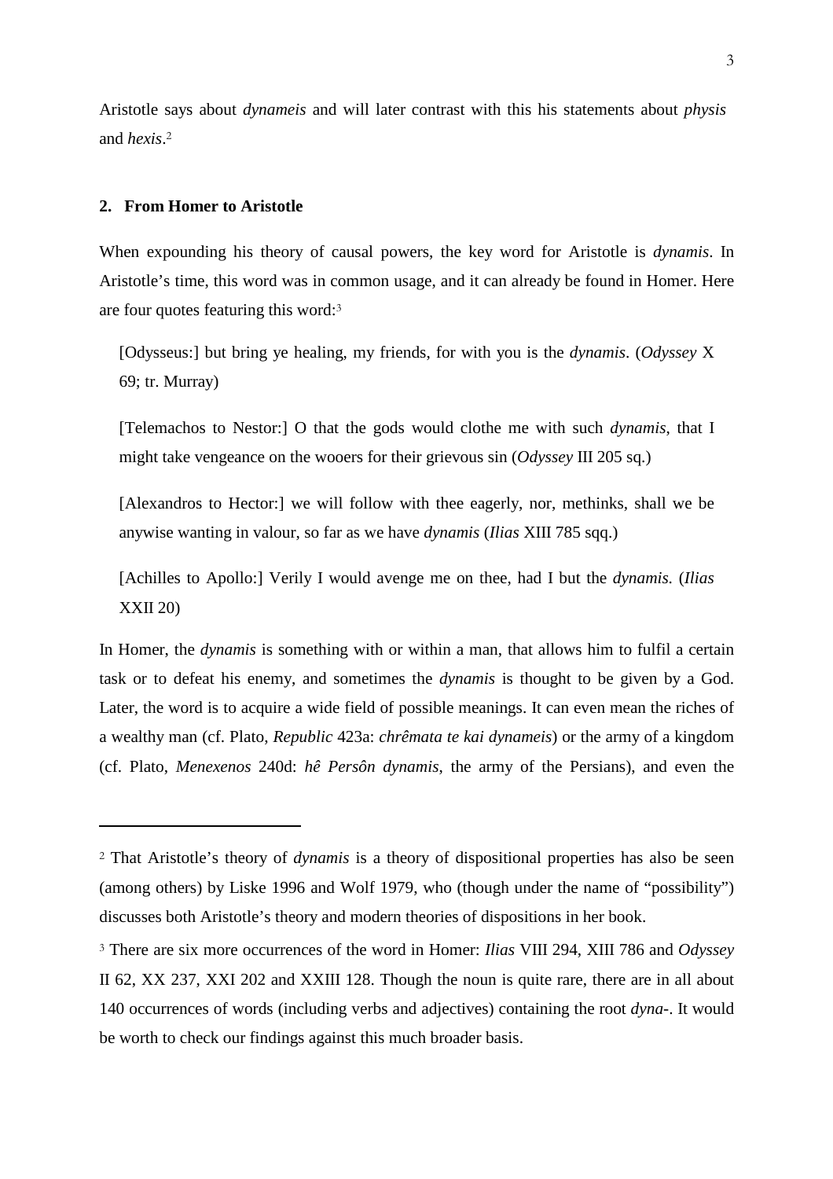Aristotle says about *dynameis* and will later contrast with this his statements about *physis* and *hexis*.[2]

## 2. From Homer to Aristotle

When expounding his theory of causal powers, the key word for Aristotle is *dynamis*. In Aristotle's time, this word was in common usage, and it can already be found in Homer. Here are four quotes featuring this word:[3]

> [Odysseus:] but bring ye healing, my friends, for with you is the *dynamis*. (*Odyssey* X 69; tr. Murray)

> [Telemachos to Nestor:] O that the gods would clothe me with such *dynamis*, that I might take vengeance on the wooers for their grievous sin (*Odyssey* III 205 sq.)

> [Alexandros to Hector:] we will follow with thee eagerly, nor, methinks, shall we be anywise wanting in valour, so far as we have *dynamis* (*Ilias* XIII 785 sqq.)

> [Achilles to Apollo:] Verily I would avenge me on thee, had I but the *dynamis.* (*Ilias* XXII 20)

In Homer, the *dynamis* is something with or within a man, that allows him to fulfil a certain task or to defeat his enemy, and sometimes the *dynamis* is thought to be given by a God. Later, the word is to acquire a wide field of possible meanings. It can even mean the riches of a wealthy man (cf. Plato, *Republic* 423a: *chrêmata te kai dynameis*) or the army of a kingdom (cf. Plato, *Menexenos* 240d: *hê Persôn dynamis*, the army of the Persians), and even the

---

[2] That Aristotle's theory of *dynamis* is a theory of dispositional properties has also be seen (among others) by Liske 1996 and Wolf 1979, who (though under the name of "possibility") discusses both Aristotle's theory and modern theories of dispositions in her book.

[3] There are six more occurrences of the word in Homer: *Ilias* VIII 294, XIII 786 and *Odyssey* II 62, XX 237, XXI 202 and XXIII 128. Though the noun is quite rare, there are in all about 140 occurrences of words (including verbs and adjectives) containing the root *dyna-*. It would be worth to check our findings against this much broader basis.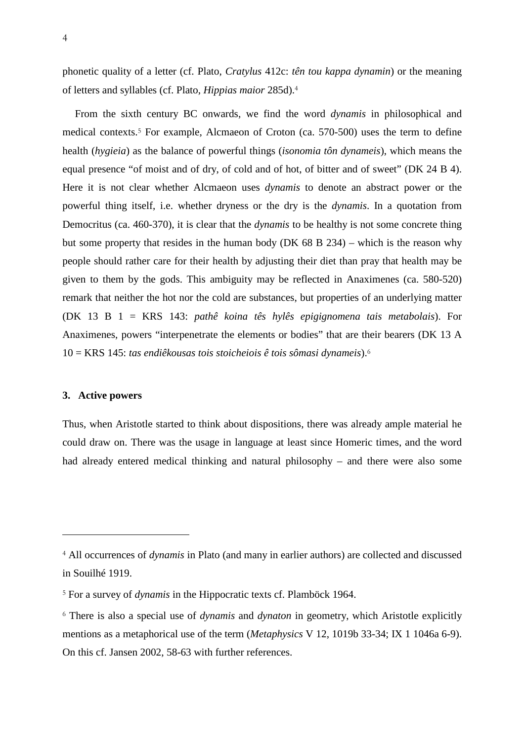phonetic quality of a letter (cf. Plato, *Cratylus* 412c: *tên tou kappa dynamin*) or the meaning of letters and syllables (cf. Plato, *Hippias maior* 285d).[4]

From the sixth century BC onwards, we find the word *dynamis* in philosophical and medical contexts.[5] For example, Alcmaeon of Croton (ca. 570-500) uses the term to define health (*hygieia*) as the balance of powerful things (*isonomia tôn dynameis*), which means the equal presence "of moist and of dry, of cold and of hot, of bitter and of sweet" (DK 24 B 4). Here it is not clear whether Alcmaeon uses *dynamis* to denote an abstract power or the powerful thing itself, i.e. whether dryness or the dry is the *dynamis*. In a quotation from Democritus (ca. 460-370), it is clear that the *dynamis* to be healthy is not some concrete thing but some property that resides in the human body (DK 68 B 234) – which is the reason why people should rather care for their health by adjusting their diet than pray that health may be given to them by the gods. This ambiguity may be reflected in Anaximenes (ca. 580-520) remark that neither the hot nor the cold are substances, but properties of an underlying matter (DK 13 B 1 = KRS 143: *pathê koina tês hylês epigignomena tais metabolais*). For Anaximenes, powers "interpenetrate the elements or bodies" that are their bearers (DK 13 A 10 = KRS 145: *tas endiêkousas tois stoicheiois ê tois sômasi dynameis*).[6]

## 3. Active powers

Thus, when Aristotle started to think about dispositions, there was already ample material he could draw on. There was the usage in language at least since Homeric times, and the word had already entered medical thinking and natural philosophy – and there were also some

---

[4] All occurrences of *dynamis* in Plato (and many in earlier authors) are collected and discussed in Souilhé 1919.

[5] For a survey of *dynamis* in the Hippocratic texts cf. Plamböck 1964.

[6] There is also a special use of *dynamis* and *dynaton* in geometry, which Aristotle explicitly mentions as a metaphorical use of the term (*Metaphysics* V 12, 1019b 33-34; IX 1 1046a 6-9). On this cf. Jansen 2002, 58-63 with further references.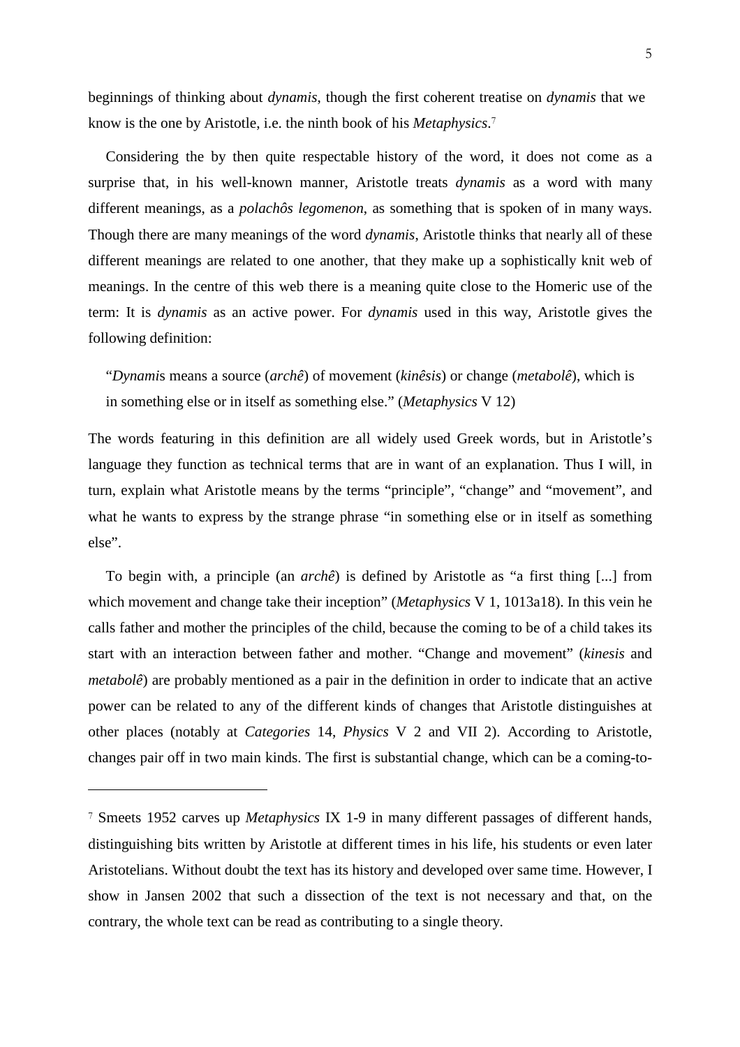beginnings of thinking about *dynamis*, though the first coherent treatise on *dynamis* that we know is the one by Aristotle, i.e. the ninth book of his *Metaphysics*.[7]

Considering the by then quite respectable history of the word, it does not come as a surprise that, in his well-known manner, Aristotle treats *dynamis* as a word with many different meanings, as a *polachôs legomenon*, as something that is spoken of in many ways. Though there are many meanings of the word *dynamis*, Aristotle thinks that nearly all of these different meanings are related to one another, that they make up a sophistically knit web of meanings. In the centre of this web there is a meaning quite close to the Homeric use of the term: It is *dynamis* as an active power. For *dynamis* used in this way, Aristotle gives the following definition:

> "*Dynami*s means a source (*archê*) of movement (*kinêsis*) or change (*metabolê*), which is in something else or in itself as something else." (*Metaphysics* V 12)

The words featuring in this definition are all widely used Greek words, but in Aristotle's language they function as technical terms that are in want of an explanation. Thus I will, in turn, explain what Aristotle means by the terms "principle", "change" and "movement", and what he wants to express by the strange phrase "in something else or in itself as something else".

To begin with, a principle (an *archê*) is defined by Aristotle as "a first thing [...] from which movement and change take their inception" (*Metaphysics* V 1, 1013a18). In this vein he calls father and mother the principles of the child, because the coming to be of a child takes its start with an interaction between father and mother. "Change and movement" (*kinesis* and *metabolê*) are probably mentioned as a pair in the definition in order to indicate that an active power can be related to any of the different kinds of changes that Aristotle distinguishes at other places (notably at *Categories* 14, *Physics* V 2 and VII 2). According to Aristotle, changes pair off in two main kinds. The first is substantial change, which can be a coming-to-

---

[7] Smeets 1952 carves up *Metaphysics* IX 1-9 in many different passages of different hands, distinguishing bits written by Aristotle at different times in his life, his students or even later Aristotelians. Without doubt the text has its history and developed over same time. However, I show in Jansen 2002 that such a dissection of the text is not necessary and that, on the contrary, the whole text can be read as contributing to a single theory.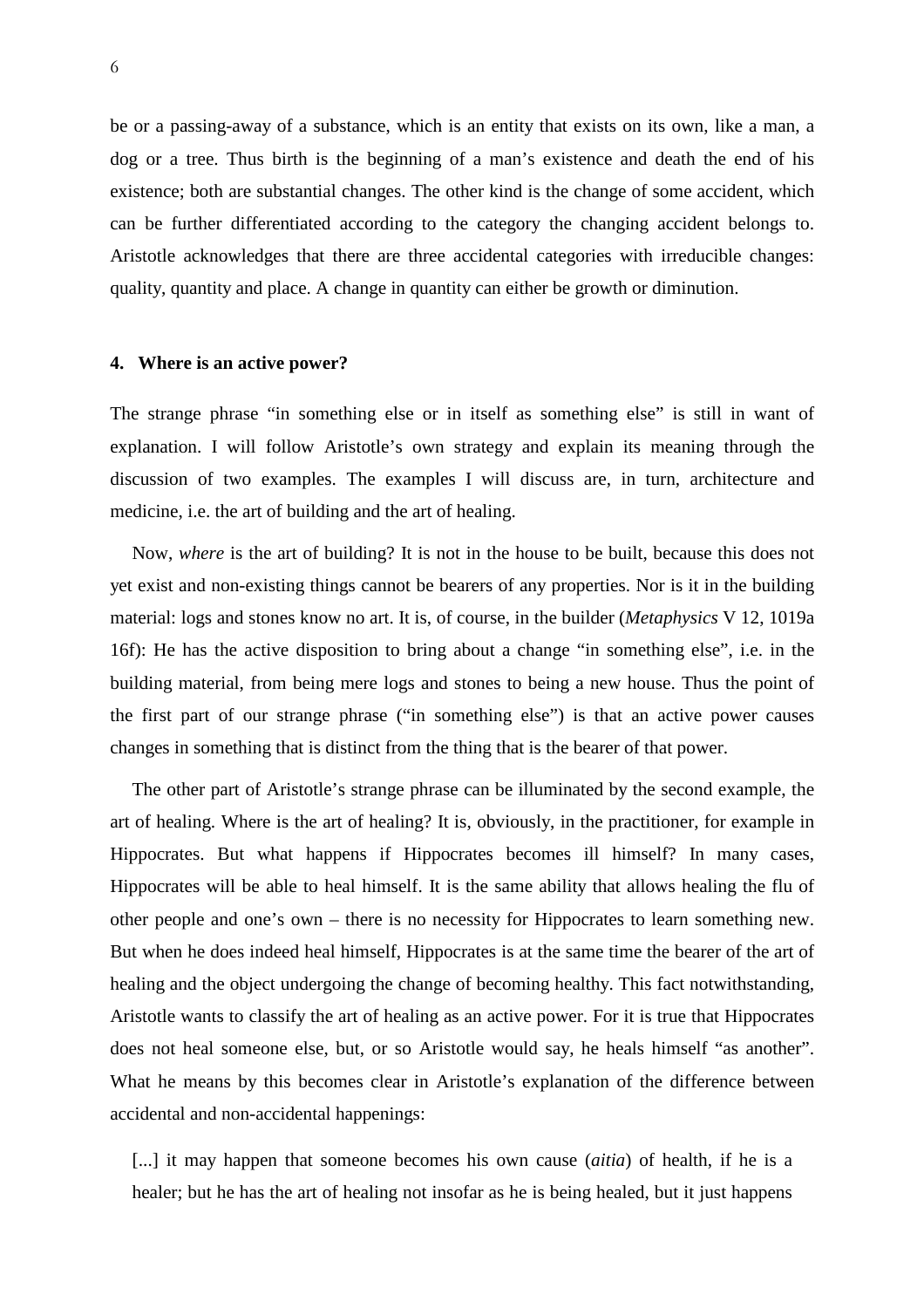be or a passing-away of a substance, which is an entity that exists on its own, like a man, a dog or a tree. Thus birth is the beginning of a man's existence and death the end of his existence; both are substantial changes. The other kind is the change of some accident, which can be further differentiated according to the category the changing accident belongs to. Aristotle acknowledges that there are three accidental categories with irreducible changes: quality, quantity and place. A change in quantity can either be growth or diminution.

## 4. Where is an active power?

The strange phrase "in something else or in itself as something else" is still in want of explanation. I will follow Aristotle's own strategy and explain its meaning through the discussion of two examples. The examples I will discuss are, in turn, architecture and medicine, i.e. the art of building and the art of healing.

Now, *where* is the art of building? It is not in the house to be built, because this does not yet exist and non-existing things cannot be bearers of any properties. Nor is it in the building material: logs and stones know no art. It is, of course, in the builder (*Metaphysics* V 12, 1019a 16f): He has the active disposition to bring about a change "in something else", i.e. in the building material, from being mere logs and stones to being a new house. Thus the point of the first part of our strange phrase ("in something else") is that an active power causes changes in something that is distinct from the thing that is the bearer of that power.

The other part of Aristotle's strange phrase can be illuminated by the second example, the art of healing. Where is the art of healing? It is, obviously, in the practitioner, for example in Hippocrates. But what happens if Hippocrates becomes ill himself? In many cases, Hippocrates will be able to heal himself. It is the same ability that allows healing the flu of other people and one's own – there is no necessity for Hippocrates to learn something new. But when he does indeed heal himself, Hippocrates is at the same time the bearer of the art of healing and the object undergoing the change of becoming healthy. This fact notwithstanding, Aristotle wants to classify the art of healing as an active power. For it is true that Hippocrates does not heal someone else, but, or so Aristotle would say, he heals himself "as another". What he means by this becomes clear in Aristotle's explanation of the difference between accidental and non-accidental happenings:

> [...] it may happen that someone becomes his own cause (*aitia*) of health, if he is a healer; but he has the art of healing not insofar as he is being healed, but it just happens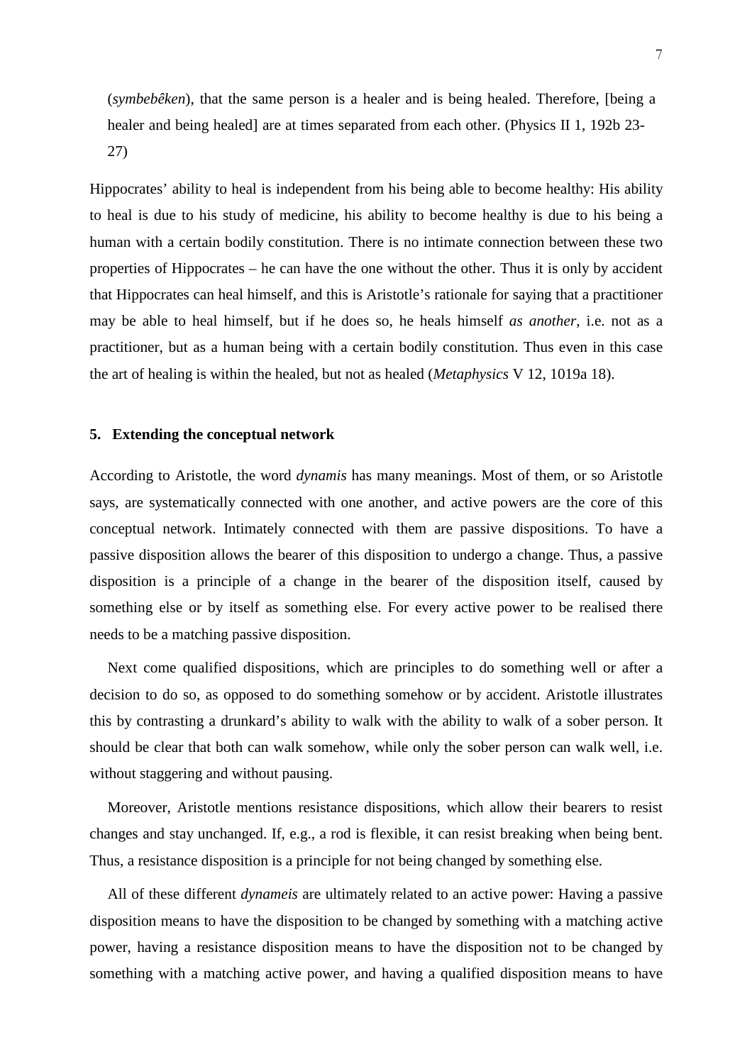(*symbebêken*), that the same person is a healer and is being healed. Therefore, [being a healer and being healed] are at times separated from each other. (Physics II 1, 192b 23-27)

Hippocrates' ability to heal is independent from his being able to become healthy: His ability to heal is due to his study of medicine, his ability to become healthy is due to his being a human with a certain bodily constitution. There is no intimate connection between these two properties of Hippocrates – he can have the one without the other. Thus it is only by accident that Hippocrates can heal himself, and this is Aristotle's rationale for saying that a practitioner may be able to heal himself, but if he does so, he heals himself *as another*, i.e. not as a practitioner, but as a human being with a certain bodily constitution. Thus even in this case the art of healing is within the healed, but not as healed (*Metaphysics* V 12, 1019a 18).

## 5. Extending the conceptual network

According to Aristotle, the word *dynamis* has many meanings. Most of them, or so Aristotle says, are systematically connected with one another, and active powers are the core of this conceptual network. Intimately connected with them are passive dispositions. To have a passive disposition allows the bearer of this disposition to undergo a change. Thus, a passive disposition is a principle of a change in the bearer of the disposition itself, caused by something else or by itself as something else. For every active power to be realised there needs to be a matching passive disposition.

Next come qualified dispositions, which are principles to do something well or after a decision to do so, as opposed to do something somehow or by accident. Aristotle illustrates this by contrasting a drunkard's ability to walk with the ability to walk of a sober person. It should be clear that both can walk somehow, while only the sober person can walk well, i.e. without staggering and without pausing.

Moreover, Aristotle mentions resistance dispositions, which allow their bearers to resist changes and stay unchanged. If, e.g., a rod is flexible, it can resist breaking when being bent. Thus, a resistance disposition is a principle for not being changed by something else.

All of these different *dynameis* are ultimately related to an active power: Having a passive disposition means to have the disposition to be changed by something with a matching active power, having a resistance disposition means to have the disposition not to be changed by something with a matching active power, and having a qualified disposition means to have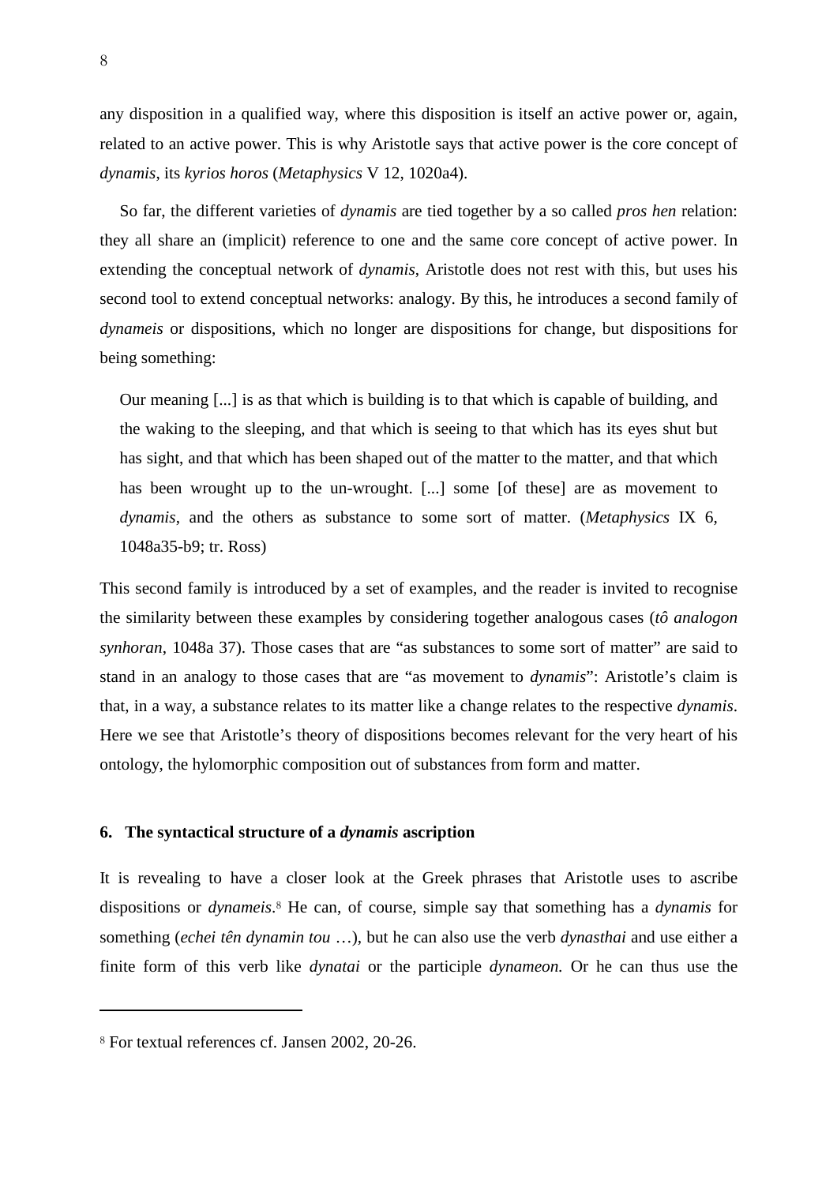any disposition in a qualified way, where this disposition is itself an active power or, again, related to an active power. This is why Aristotle says that active power is the core concept of *dynamis*, its *kyrios horos* (*Metaphysics* V 12, 1020a4).

So far, the different varieties of *dynamis* are tied together by a so called *pros hen* relation: they all share an (implicit) reference to one and the same core concept of active power. In extending the conceptual network of *dynamis*, Aristotle does not rest with this, but uses his second tool to extend conceptual networks: analogy. By this, he introduces a second family of *dynameis* or dispositions, which no longer are dispositions for change, but dispositions for being something:

> Our meaning [...] is as that which is building is to that which is capable of building, and the waking to the sleeping, and that which is seeing to that which has its eyes shut but has sight, and that which has been shaped out of the matter to the matter, and that which has been wrought up to the un-wrought. [...] some [of these] are as movement to *dynamis*, and the others as substance to some sort of matter. (*Metaphysics* IX 6, 1048a35-b9; tr. Ross)

This second family is introduced by a set of examples, and the reader is invited to recognise the similarity between these examples by considering together analogous cases (*tô analogon synhoran*, 1048a 37). Those cases that are "as substances to some sort of matter" are said to stand in an analogy to those cases that are "as movement to *dynamis*": Aristotle's claim is that, in a way, a substance relates to its matter like a change relates to the respective *dynamis*. Here we see that Aristotle's theory of dispositions becomes relevant for the very heart of his ontology, the hylomorphic composition out of substances from form and matter.

## 6. The syntactical structure of a *dynamis* ascription

It is revealing to have a closer look at the Greek phrases that Aristotle uses to ascribe dispositions or *dynameis*.[8] He can, of course, simple say that something has a *dynamis* for something (*echei tên dynamin tou* …), but he can also use the verb *dynasthai* and use either a finite form of this verb like *dynatai* or the participle *dynameon*. Or he can thus use the

---

[8] For textual references cf. Jansen 2002, 20-26.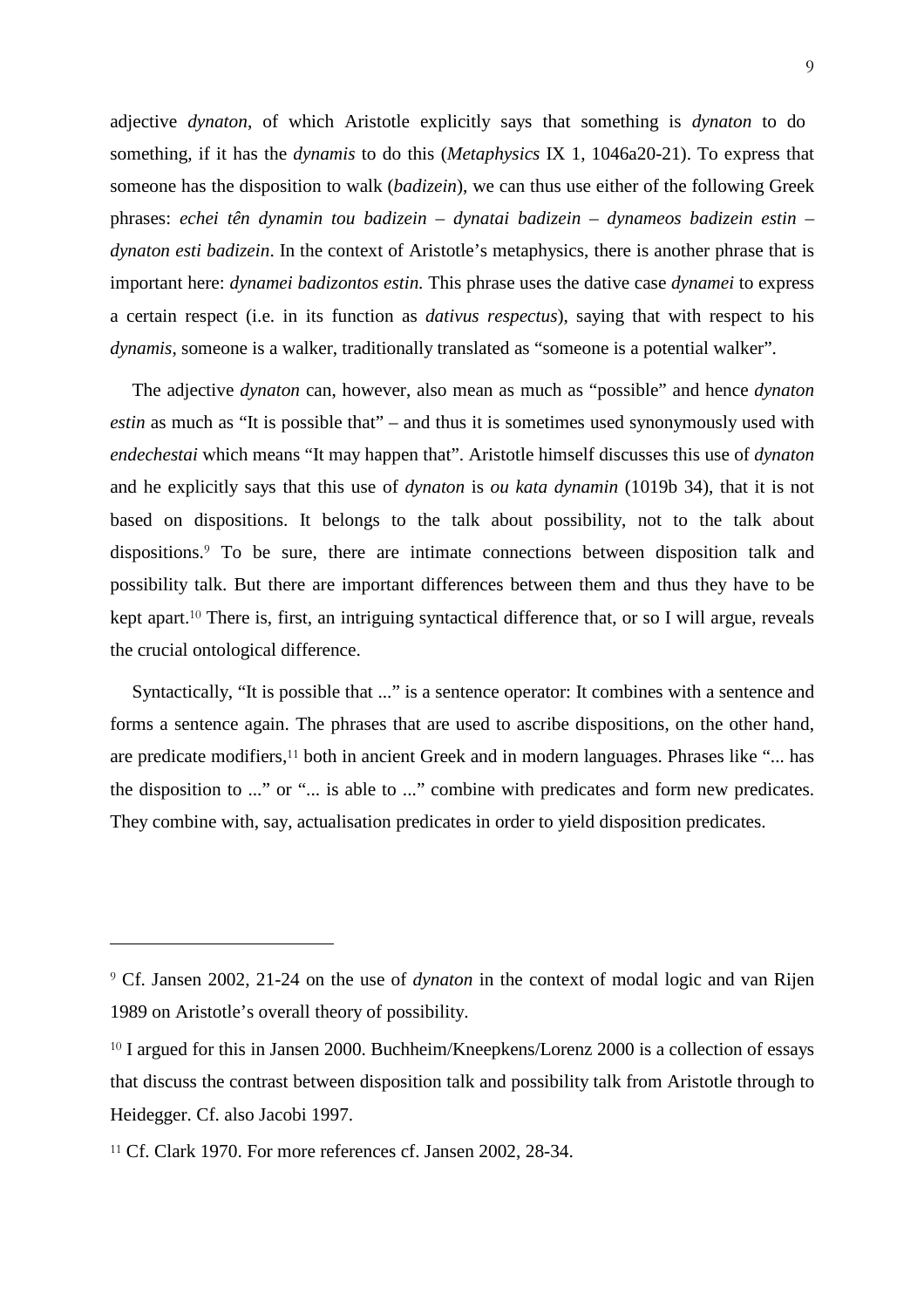adjective *dynaton*, of which Aristotle explicitly says that something is *dynaton* to do something, if it has the *dynamis* to do this (*Metaphysics* IX 1, 1046a20-21). To express that someone has the disposition to walk (*badizein*), we can thus use either of the following Greek phrases: *echei tên dynamin tou badizein* – *dynatai badizein* – *dynameos badizein estin* – *dynaton esti badizein*. In the context of Aristotle's metaphysics, there is another phrase that is important here: *dynamei badizontos estin.* This phrase uses the dative case *dynamei* to express a certain respect (i.e. in its function as *dativus respectus*), saying that with respect to his *dynamis*, someone is a walker, traditionally translated as "someone is a potential walker".

The adjective *dynaton* can, however, also mean as much as "possible" and hence *dynaton estin* as much as "It is possible that" – and thus it is sometimes used synonymously used with *endechestai* which means "It may happen that". Aristotle himself discusses this use of *dynaton* and he explicitly says that this use of *dynaton* is *ou kata dynamin* (1019b 34), that it is not based on dispositions. It belongs to the talk about possibility, not to the talk about dispositions.[9] To be sure, there are intimate connections between disposition talk and possibility talk. But there are important differences between them and thus they have to be kept apart.[10] There is, first, an intriguing syntactical difference that, or so I will argue, reveals the crucial ontological difference.

Syntactically, "It is possible that ..." is a sentence operator: It combines with a sentence and forms a sentence again. The phrases that are used to ascribe dispositions, on the other hand, are predicate modifiers,[11] both in ancient Greek and in modern languages. Phrases like "... has the disposition to ..." or "... is able to ..." combine with predicates and form new predicates. They combine with, say, actualisation predicates in order to yield disposition predicates.

---

[9] Cf. Jansen 2002, 21-24 on the use of *dynaton* in the context of modal logic and van Rijen 1989 on Aristotle's overall theory of possibility.

[10] I argued for this in Jansen 2000. Buchheim/Kneepkens/Lorenz 2000 is a collection of essays that discuss the contrast between disposition talk and possibility talk from Aristotle through to Heidegger. Cf. also Jacobi 1997.

[11] Cf. Clark 1970. For more references cf. Jansen 2002, 28-34.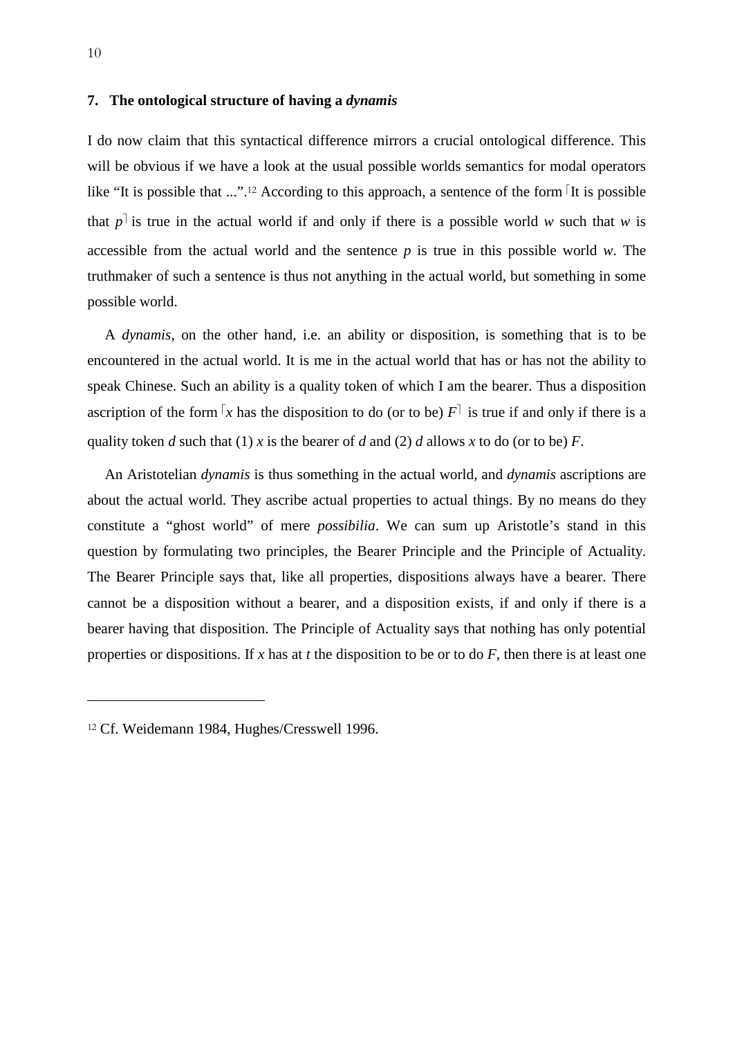## 7. The ontological structure of having a *dynamis*

I do now claim that this syntactical difference mirrors a crucial ontological difference. This will be obvious if we have a look at the usual possible worlds semantics for modal operators like "It is possible that ...".[12] According to this approach, a sentence of the form ⌜It is possible that *p*⌝ is true in the actual world if and only if there is a possible world *w* such that *w* is accessible from the actual world and the sentence *p* is true in this possible world *w*. The truthmaker of such a sentence is thus not anything in the actual world, but something in some possible world.

A *dynamis*, on the other hand, i.e. an ability or disposition, is something that is to be encountered in the actual world. It is me in the actual world that has or has not the ability to speak Chinese. Such an ability is a quality token of which I am the bearer. Thus a disposition ascription of the form ⌜*x* has the disposition to do (or to be) *F*⌝ is true if and only if there is a quality token *d* such that (1) *x* is the bearer of *d* and (2) *d* allows *x* to do (or to be) *F*.

An Aristotelian *dynamis* is thus something in the actual world, and *dynamis* ascriptions are about the actual world. They ascribe actual properties to actual things. By no means do they constitute a "ghost world" of mere *possibilia*. We can sum up Aristotle's stand in this question by formulating two principles, the Bearer Principle and the Principle of Actuality. The Bearer Principle says that, like all properties, dispositions always have a bearer. There cannot be a disposition without a bearer, and a disposition exists, if and only if there is a bearer having that disposition. The Principle of Actuality says that nothing has only potential properties or dispositions. If *x* has at *t* the disposition to be or to do *F*, then there is at least one

---

[12] Cf. Weidemann 1984, Hughes/Cresswell 1996.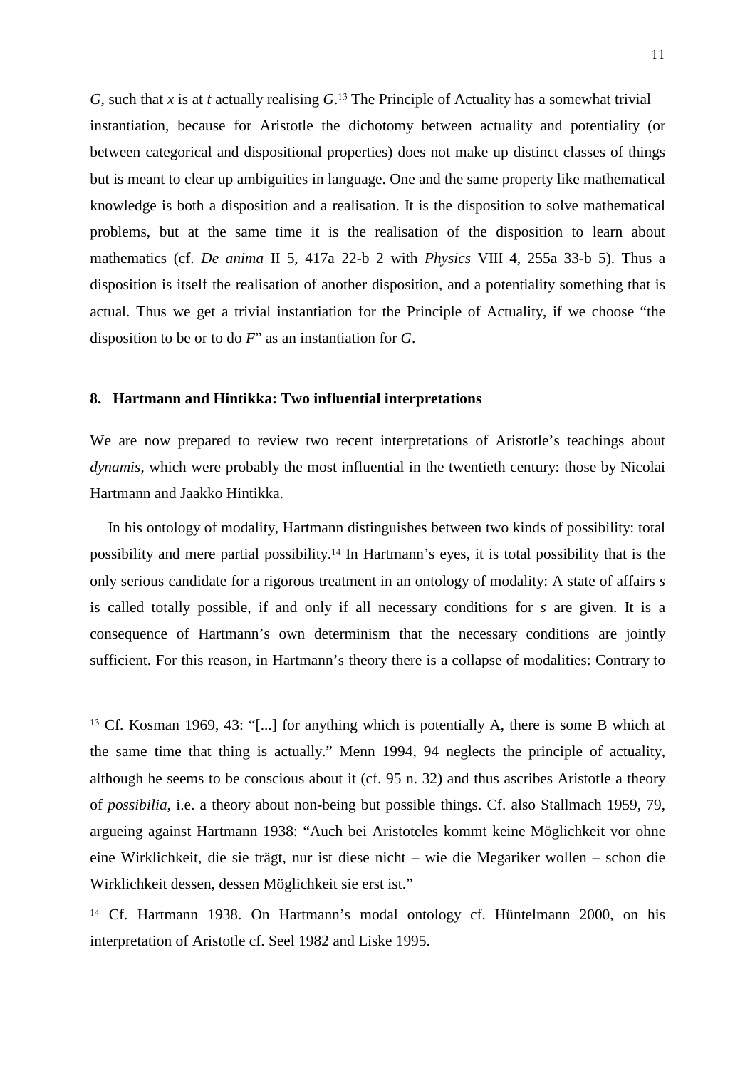*G*, such that *x* is at *t* actually realising *G*.[13] The Principle of Actuality has a somewhat trivial instantiation, because for Aristotle the dichotomy between actuality and potentiality (or between categorical and dispositional properties) does not make up distinct classes of things but is meant to clear up ambiguities in language. One and the same property like mathematical knowledge is both a disposition and a realisation. It is the disposition to solve mathematical problems, but at the same time it is the realisation of the disposition to learn about mathematics (cf. *De anima* II 5, 417a 22-b 2 with *Physics* VIII 4, 255a 33-b 5). Thus a disposition is itself the realisation of another disposition, and a potentiality something that is actual. Thus we get a trivial instantiation for the Principle of Actuality, if we choose "the disposition to be or to do *F*" as an instantiation for *G*.

## 8. Hartmann and Hintikka: Two influential interpretations

We are now prepared to review two recent interpretations of Aristotle's teachings about *dynamis*, which were probably the most influential in the twentieth century: those by Nicolai Hartmann and Jaakko Hintikka.

In his ontology of modality, Hartmann distinguishes between two kinds of possibility: total possibility and mere partial possibility.[14] In Hartmann's eyes, it is total possibility that is the only serious candidate for a rigorous treatment in an ontology of modality: A state of affairs *s* is called totally possible, if and only if all necessary conditions for *s* are given. It is a consequence of Hartmann's own determinism that the necessary conditions are jointly sufficient. For this reason, in Hartmann's theory there is a collapse of modalities: Contrary to

---

[13] Cf. Kosman 1969, 43: "[...] for anything which is potentially A, there is some B which at the same time that thing is actually." Menn 1994, 94 neglects the principle of actuality, although he seems to be conscious about it (cf. 95 n. 32) and thus ascribes Aristotle a theory of *possibilia*, i.e. a theory about non-being but possible things. Cf. also Stallmach 1959, 79, argueing against Hartmann 1938: "Auch bei Aristoteles kommt keine Möglichkeit vor ohne eine Wirklichkeit, die sie trägt, nur ist diese nicht – wie die Megariker wollen – schon die Wirklichkeit dessen, dessen Möglichkeit sie erst ist."

[14] Cf. Hartmann 1938. On Hartmann's modal ontology cf. Hüntelmann 2000, on his interpretation of Aristotle cf. Seel 1982 and Liske 1995.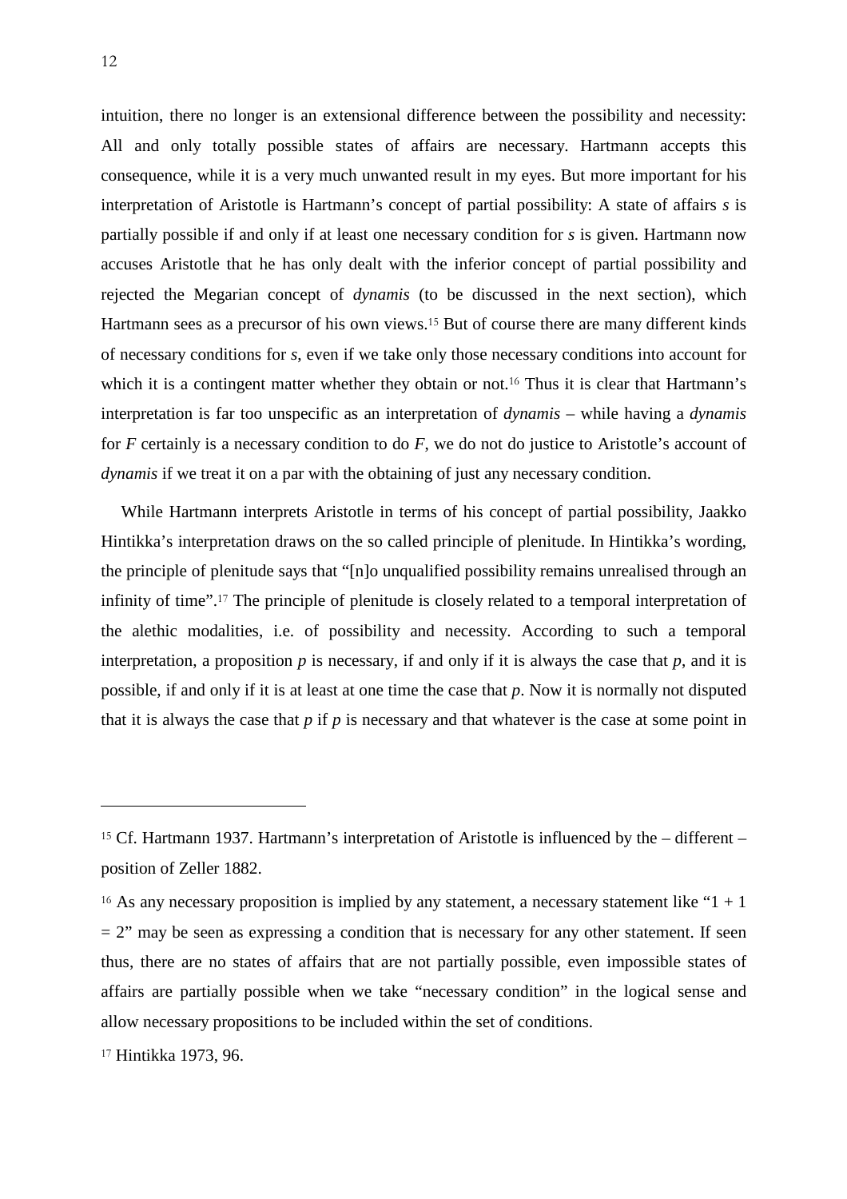intuition, there no longer is an extensional difference between the possibility and necessity: All and only totally possible states of affairs are necessary. Hartmann accepts this consequence, while it is a very much unwanted result in my eyes. But more important for his interpretation of Aristotle is Hartmann's concept of partial possibility: A state of affairs *s* is partially possible if and only if at least one necessary condition for *s* is given. Hartmann now accuses Aristotle that he has only dealt with the inferior concept of partial possibility and rejected the Megarian concept of *dynamis* (to be discussed in the next section), which Hartmann sees as a precursor of his own views.[15] But of course there are many different kinds of necessary conditions for *s*, even if we take only those necessary conditions into account for which it is a contingent matter whether they obtain or not.[16] Thus it is clear that Hartmann's interpretation is far too unspecific as an interpretation of *dynamis* – while having a *dynamis* for *F* certainly is a necessary condition to do *F*, we do not do justice to Aristotle's account of *dynamis* if we treat it on a par with the obtaining of just any necessary condition.

While Hartmann interprets Aristotle in terms of his concept of partial possibility, Jaakko Hintikka's interpretation draws on the so called principle of plenitude. In Hintikka's wording, the principle of plenitude says that "[n]o unqualified possibility remains unrealised through an infinity of time".[17] The principle of plenitude is closely related to a temporal interpretation of the alethic modalities, i.e. of possibility and necessity. According to such a temporal interpretation, a proposition *p* is necessary, if and only if it is always the case that *p*, and it is possible, if and only if it is at least at one time the case that *p*. Now it is normally not disputed that it is always the case that *p* if *p* is necessary and that whatever is the case at some point in

---

[15] Cf. Hartmann 1937. Hartmann's interpretation of Aristotle is influenced by the – different – position of Zeller 1882.

[16] As any necessary proposition is implied by any statement, a necessary statement like "$1 + 1 = 2$" may be seen as expressing a condition that is necessary for any other statement. If seen thus, there are no states of affairs that are not partially possible, even impossible states of affairs are partially possible when we take "necessary condition" in the logical sense and allow necessary propositions to be included within the set of conditions.

[17] Hintikka 1973, 96.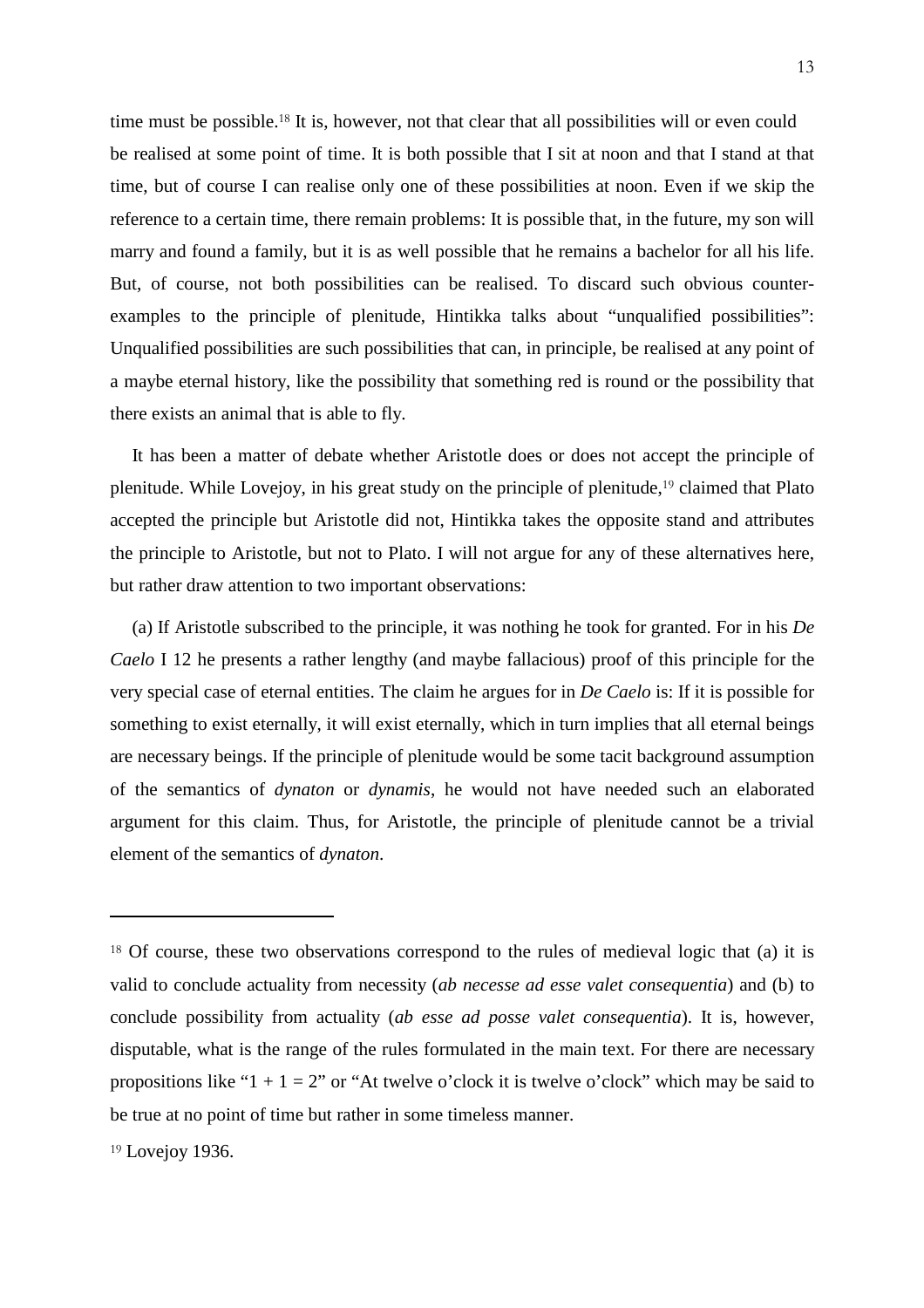time must be possible.[18] It is, however, not that clear that all possibilities will or even could be realised at some point of time. It is both possible that I sit at noon and that I stand at that time, but of course I can realise only one of these possibilities at noon. Even if we skip the reference to a certain time, there remain problems: It is possible that, in the future, my son will marry and found a family, but it is as well possible that he remains a bachelor for all his life. But, of course, not both possibilities can be realised. To discard such obvious counter-examples to the principle of plenitude, Hintikka talks about "unqualified possibilities": Unqualified possibilities are such possibilities that can, in principle, be realised at any point of a maybe eternal history, like the possibility that something red is round or the possibility that there exists an animal that is able to fly.

It has been a matter of debate whether Aristotle does or does not accept the principle of plenitude. While Lovejoy, in his great study on the principle of plenitude,[19] claimed that Plato accepted the principle but Aristotle did not, Hintikka takes the opposite stand and attributes the principle to Aristotle, but not to Plato. I will not argue for any of these alternatives here, but rather draw attention to two important observations:

(a) If Aristotle subscribed to the principle, it was nothing he took for granted. For in his *De Caelo* I 12 he presents a rather lengthy (and maybe fallacious) proof of this principle for the very special case of eternal entities. The claim he argues for in *De Caelo* is: If it is possible for something to exist eternally, it will exist eternally, which in turn implies that all eternal beings are necessary beings. If the principle of plenitude would be some tacit background assumption of the semantics of *dynaton* or *dynamis*, he would not have needed such an elaborated argument for this claim. Thus, for Aristotle, the principle of plenitude cannot be a trivial element of the semantics of *dynaton*.

---

[18] Of course, these two observations correspond to the rules of medieval logic that (a) it is valid to conclude actuality from necessity (*ab necesse ad esse valet consequentia*) and (b) to conclude possibility from actuality (*ab esse ad posse valet consequentia*). It is, however, disputable, what is the range of the rules formulated in the main text. For there are necessary propositions like "1 + 1 = 2" or "At twelve o'clock it is twelve o'clock" which may be said to be true at no point of time but rather in some timeless manner.

[19] Lovejoy 1936.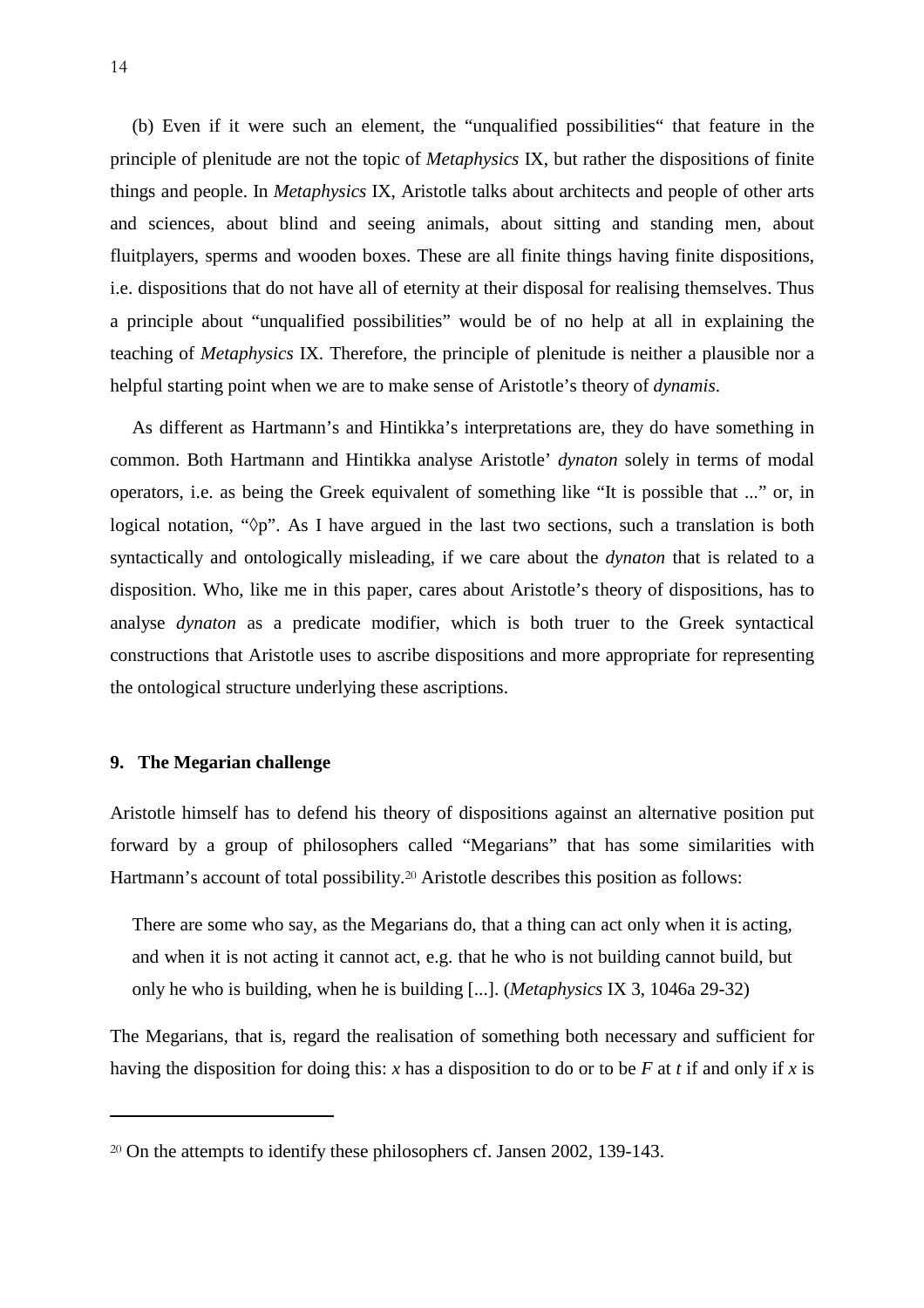(b) Even if it were such an element, the "unqualified possibilities" that feature in the principle of plenitude are not the topic of *Metaphysics* IX, but rather the dispositions of finite things and people. In *Metaphysics* IX, Aristotle talks about architects and people of other arts and sciences, about blind and seeing animals, about sitting and standing men, about fluitplayers, sperms and wooden boxes. These are all finite things having finite dispositions, i.e. dispositions that do not have all of eternity at their disposal for realising themselves. Thus a principle about "unqualified possibilities" would be of no help at all in explaining the teaching of *Metaphysics* IX. Therefore, the principle of plenitude is neither a plausible nor a helpful starting point when we are to make sense of Aristotle's theory of *dynamis*.

As different as Hartmann's and Hintikka's interpretations are, they do have something in common. Both Hartmann and Hintikka analyse Aristotle' *dynaton* solely in terms of modal operators, i.e. as being the Greek equivalent of something like "It is possible that ..." or, in logical notation, "◊p". As I have argued in the last two sections, such a translation is both syntactically and ontologically misleading, if we care about the *dynaton* that is related to a disposition. Who, like me in this paper, cares about Aristotle's theory of dispositions, has to analyse *dynaton* as a predicate modifier, which is both truer to the Greek syntactical constructions that Aristotle uses to ascribe dispositions and more appropriate for representing the ontological structure underlying these ascriptions.

## 9. The Megarian challenge

Aristotle himself has to defend his theory of dispositions against an alternative position put forward by a group of philosophers called "Megarians" that has some similarities with Hartmann's account of total possibility.[20] Aristotle describes this position as follows:

> There are some who say, as the Megarians do, that a thing can act only when it is acting, and when it is not acting it cannot act, e.g. that he who is not building cannot build, but only he who is building, when he is building [...]. (*Metaphysics* IX 3, 1046a 29-32)

The Megarians, that is, regard the realisation of something both necessary and sufficient for having the disposition for doing this: $x$ has a disposition to do or to be $F$ at $t$ if and only if $x$ is

[20] On the attempts to identify these philosophers cf. Jansen 2002, 139-143.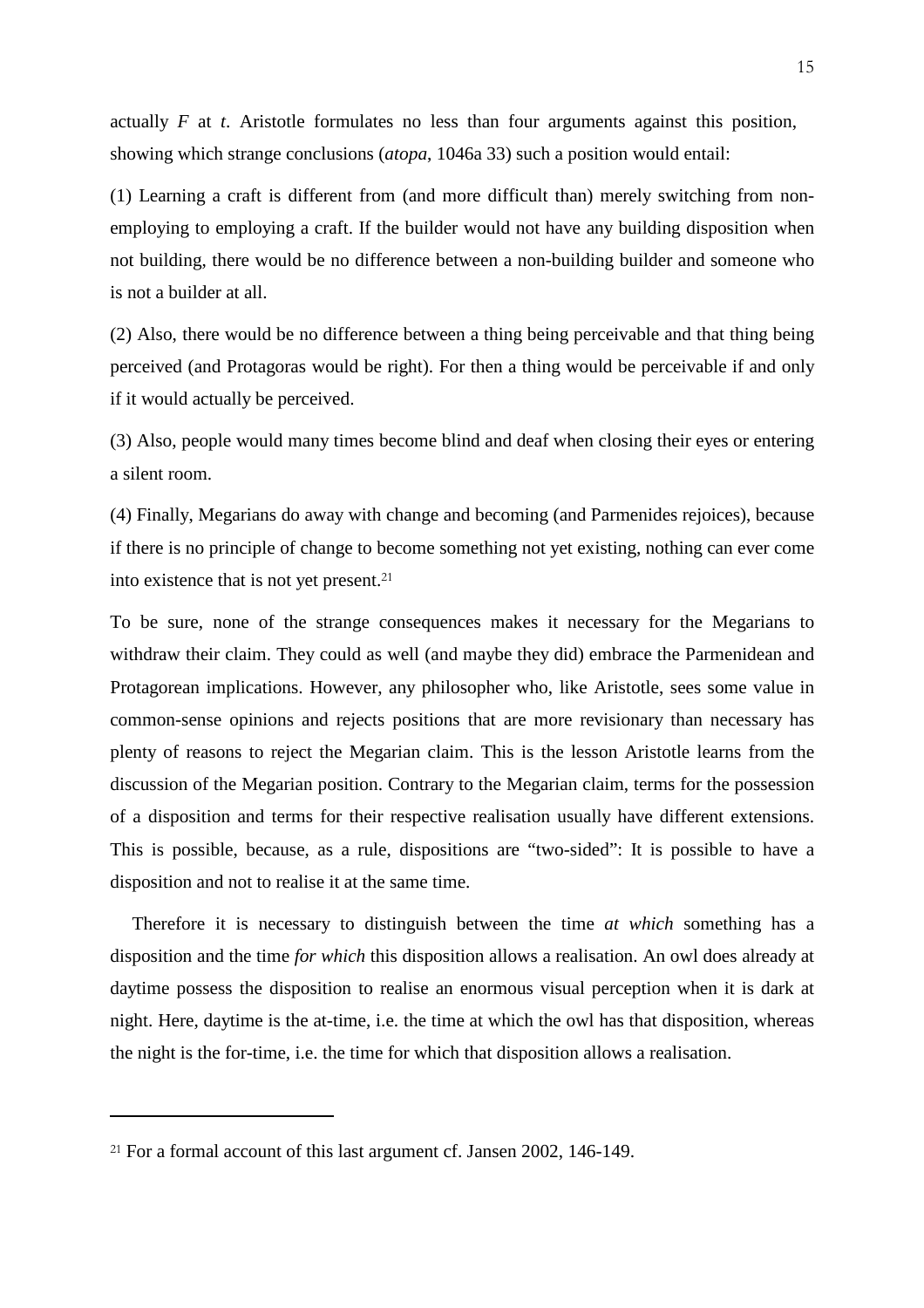actually *F* at *t*. Aristotle formulates no less than four arguments against this position, showing which strange conclusions (*atopa*, 1046a 33) such a position would entail:

(1) Learning a craft is different from (and more difficult than) merely switching from non-employing to employing a craft. If the builder would not have any building disposition when not building, there would be no difference between a non-building builder and someone who is not a builder at all.

(2) Also, there would be no difference between a thing being perceivable and that thing being perceived (and Protagoras would be right). For then a thing would be perceivable if and only if it would actually be perceived.

(3) Also, people would many times become blind and deaf when closing their eyes or entering a silent room.

(4) Finally, Megarians do away with change and becoming (and Parmenides rejoices), because if there is no principle of change to become something not yet existing, nothing can ever come into existence that is not yet present.[21]

To be sure, none of the strange consequences makes it necessary for the Megarians to withdraw their claim. They could as well (and maybe they did) embrace the Parmenidean and Protagorean implications. However, any philosopher who, like Aristotle, sees some value in common-sense opinions and rejects positions that are more revisionary than necessary has plenty of reasons to reject the Megarian claim. This is the lesson Aristotle learns from the discussion of the Megarian position. Contrary to the Megarian claim, terms for the possession of a disposition and terms for their respective realisation usually have different extensions. This is possible, because, as a rule, dispositions are "two-sided": It is possible to have a disposition and not to realise it at the same time.

Therefore it is necessary to distinguish between the time *at which* something has a disposition and the time *for which* this disposition allows a realisation. An owl does already at daytime possess the disposition to realise an enormous visual perception when it is dark at night. Here, daytime is the at-time, i.e. the time at which the owl has that disposition, whereas the night is the for-time, i.e. the time for which that disposition allows a realisation.

---

[21] For a formal account of this last argument cf. Jansen 2002, 146-149.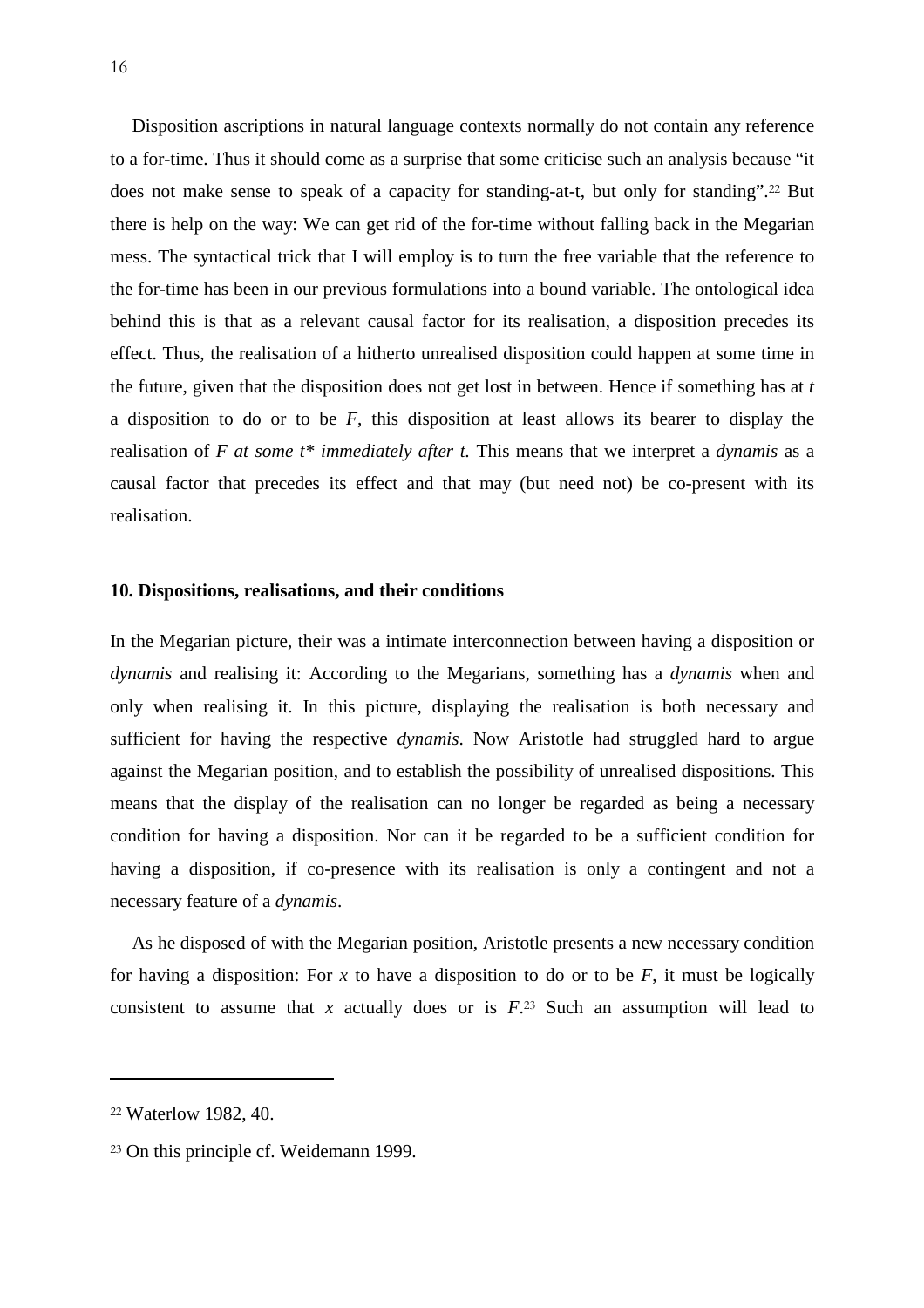Disposition ascriptions in natural language contexts normally do not contain any reference to a for-time. Thus it should come as a surprise that some criticise such an analysis because “it does not make sense to speak of a capacity for standing-at-t, but only for standing”.[22] But there is help on the way: We can get rid of the for-time without falling back in the Megarian mess. The syntactical trick that I will employ is to turn the free variable that the reference to the for-time has been in our previous formulations into a bound variable. The ontological idea behind this is that as a relevant causal factor for its realisation, a disposition precedes its effect. Thus, the realisation of a hitherto unrealised disposition could happen at some time in the future, given that the disposition does not get lost in between. Hence if something has at *t* a disposition to do or to be *F*, this disposition at least allows its bearer to display the realisation of *F at some t\* immediately after t.* This means that we interpret a *dynamis* as a causal factor that precedes its effect and that may (but need not) be co-present with its realisation.

### 10. Dispositions, realisations, and their conditions

In the Megarian picture, their was a intimate interconnection between having a disposition or *dynamis* and realising it: According to the Megarians, something has a *dynamis* when and only when realising it. In this picture, displaying the realisation is both necessary and sufficient for having the respective *dynamis*. Now Aristotle had struggled hard to argue against the Megarian position, and to establish the possibility of unrealised dispositions. This means that the display of the realisation can no longer be regarded as being a necessary condition for having a disposition. Nor can it be regarded to be a sufficient condition for having a disposition, if co-presence with its realisation is only a contingent and not a necessary feature of a *dynamis*.

As he disposed of with the Megarian position, Aristotle presents a new necessary condition for having a disposition: For *x* to have a disposition to do or to be *F*, it must be logically consistent to assume that *x* actually does or is *F*.[23] Such an assumption will lead to

---

[22] Waterlow 1982, 40.

[23] On this principle cf. Weidemann 1999.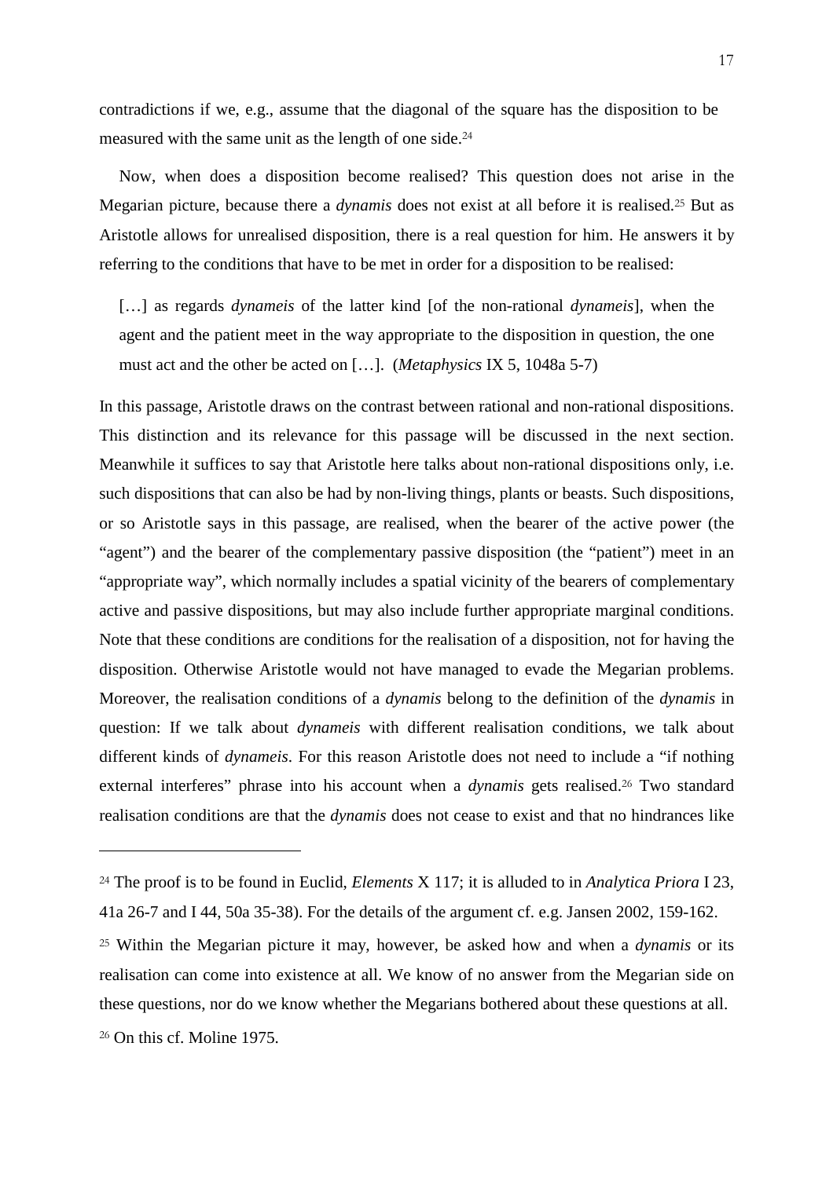contradictions if we, e.g., assume that the diagonal of the square has the disposition to be measured with the same unit as the length of one side.[24]

Now, when does a disposition become realised? This question does not arise in the Megarian picture, because there a *dynamis* does not exist at all before it is realised.[25] But as Aristotle allows for unrealised disposition, there is a real question for him. He answers it by referring to the conditions that have to be met in order for a disposition to be realised:

> […] as regards *dynameis* of the latter kind [of the non-rational *dynameis*], when the agent and the patient meet in the way appropriate to the disposition in question, the one must act and the other be acted on […]. (*Metaphysics* IX 5, 1048a 5-7)

In this passage, Aristotle draws on the contrast between rational and non-rational dispositions. This distinction and its relevance for this passage will be discussed in the next section. Meanwhile it suffices to say that Aristotle here talks about non-rational dispositions only, i.e. such dispositions that can also be had by non-living things, plants or beasts. Such dispositions, or so Aristotle says in this passage, are realised, when the bearer of the active power (the "agent") and the bearer of the complementary passive disposition (the "patient") meet in an "appropriate way", which normally includes a spatial vicinity of the bearers of complementary active and passive dispositions, but may also include further appropriate marginal conditions. Note that these conditions are conditions for the realisation of a disposition, not for having the disposition. Otherwise Aristotle would not have managed to evade the Megarian problems. Moreover, the realisation conditions of a *dynamis* belong to the definition of the *dynamis* in question: If we talk about *dynameis* with different realisation conditions, we talk about different kinds of *dynameis*. For this reason Aristotle does not need to include a "if nothing external interferes" phrase into his account when a *dynamis* gets realised.[26] Two standard realisation conditions are that the *dynamis* does not cease to exist and that no hindrances like

---

[24] The proof is to be found in Euclid, *Elements* X 117; it is alluded to in *Analytica Priora* I 23, 41a 26-7 and I 44, 50a 35-38). For the details of the argument cf. e.g. Jansen 2002, 159-162.

[25] Within the Megarian picture it may, however, be asked how and when a *dynamis* or its realisation can come into existence at all. We know of no answer from the Megarian side on these questions, nor do we know whether the Megarians bothered about these questions at all.

[26] On this cf. Moline 1975.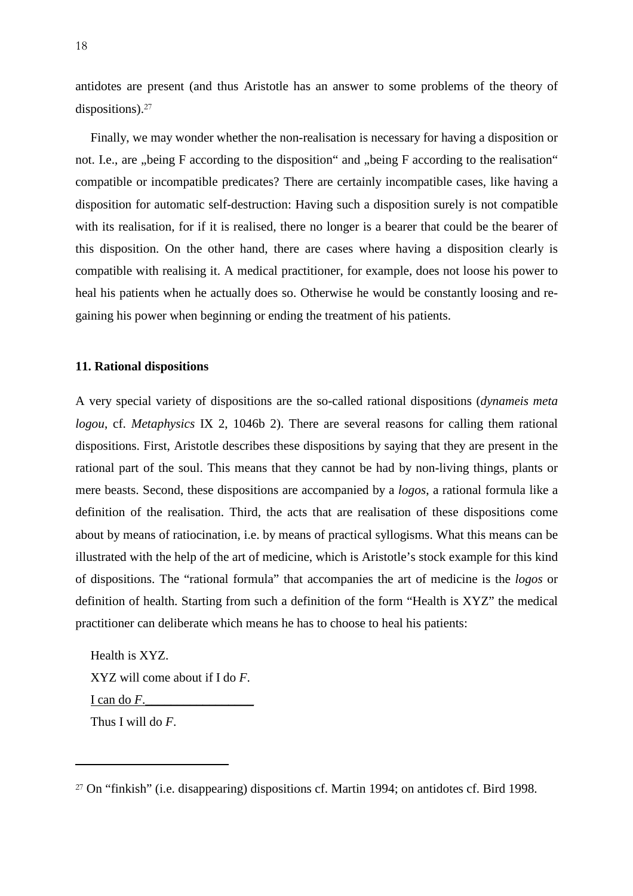antidotes are present (and thus Aristotle has an answer to some problems of the theory of dispositions).[27]

Finally, we may wonder whether the non-realisation is necessary for having a disposition or not. I.e., are „being F according to the disposition“ and „being F according to the realisation“ compatible or incompatible predicates? There are certainly incompatible cases, like having a disposition for automatic self-destruction: Having such a disposition surely is not compatible with its realisation, for if it is realised, there no longer is a bearer that could be the bearer of this disposition. On the other hand, there are cases where having a disposition clearly is compatible with realising it. A medical practitioner, for example, does not loose his power to heal his patients when he actually does so. Otherwise he would be constantly loosing and re-gaining his power when beginning or ending the treatment of his patients.

### 11. Rational dispositions

A very special variety of dispositions are the so-called rational dispositions (*dynameis meta logou*, cf. *Metaphysics* IX 2, 1046b 2). There are several reasons for calling them rational dispositions. First, Aristotle describes these dispositions by saying that they are present in the rational part of the soul. This means that they cannot be had by non-living things, plants or mere beasts. Second, these dispositions are accompanied by a *logos*, a rational formula like a definition of the realisation. Third, the acts that are realisation of these dispositions come about by means of ratiocination, i.e. by means of practical syllogisms. What this means can be illustrated with the help of the art of medicine, which is Aristotle’s stock example for this kind of dispositions. The “rational formula” that accompanies the art of medicine is the *logos* or definition of health. Starting from such a definition of the form “Health is XYZ” the medical practitioner can deliberate which means he has to choose to heal his patients:

Health is XYZ.
XYZ will come about if I do *F*.
I can do *F*.________________
Thus I will do *F*.

---

[27] On “finkish” (i.e. disappearing) dispositions cf. Martin 1994; on antidotes cf. Bird 1998.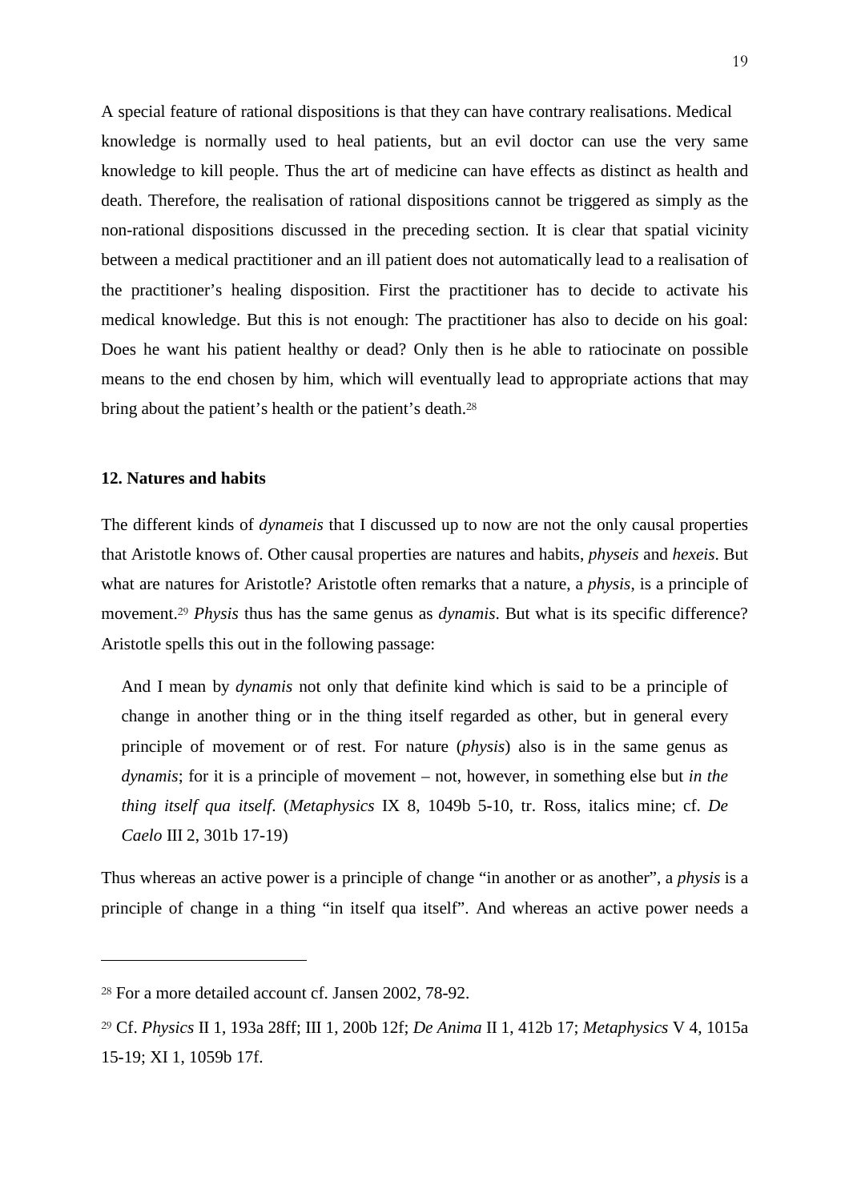A special feature of rational dispositions is that they can have contrary realisations. Medical knowledge is normally used to heal patients, but an evil doctor can use the very same knowledge to kill people. Thus the art of medicine can have effects as distinct as health and death. Therefore, the realisation of rational dispositions cannot be triggered as simply as the non-rational dispositions discussed in the preceding section. It is clear that spatial vicinity between a medical practitioner and an ill patient does not automatically lead to a realisation of the practitioner's healing disposition. First the practitioner has to decide to activate his medical knowledge. But this is not enough: The practitioner has also to decide on his goal: Does he want his patient healthy or dead? Only then is he able to ratiocinate on possible means to the end chosen by him, which will eventually lead to appropriate actions that may bring about the patient's health or the patient's death.[28]

### 12. Natures and habits

The different kinds of *dynameis* that I discussed up to now are not the only causal properties that Aristotle knows of. Other causal properties are natures and habits, *physeis* and *hexeis*. But what are natures for Aristotle? Aristotle often remarks that a nature, a *physis*, is a principle of movement.[29] *Physis* thus has the same genus as *dynamis*. But what is its specific difference? Aristotle spells this out in the following passage:

> And I mean by *dynamis* not only that definite kind which is said to be a principle of change in another thing or in the thing itself regarded as other, but in general every principle of movement or of rest. For nature (*physis*) also is in the same genus as *dynamis*; for it is a principle of movement – not, however, in something else but *in the thing itself qua itself*. (*Metaphysics* IX 8, 1049b 5-10, tr. Ross, italics mine; cf. *De Caelo* III 2, 301b 17-19)

Thus whereas an active power is a principle of change "in another or as another", a *physis* is a principle of change in a thing "in itself qua itself". And whereas an active power needs a

---

[28] For a more detailed account cf. Jansen 2002, 78-92.

[29] Cf. *Physics* II 1, 193a 28ff; III 1, 200b 12f; *De Anima* II 1, 412b 17; *Metaphysics* V 4, 1015a 15-19; XI 1, 1059b 17f.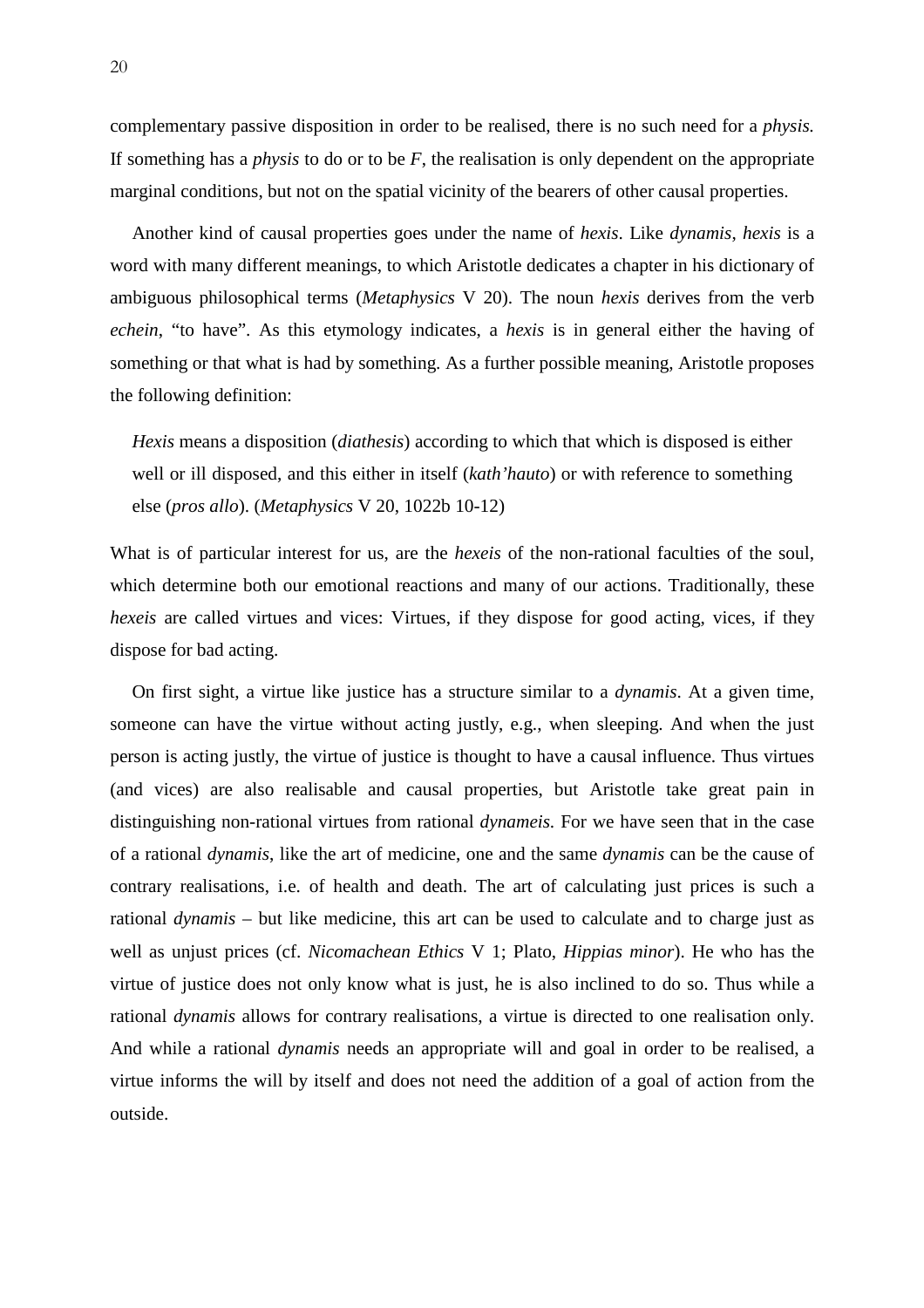complementary passive disposition in order to be realised, there is no such need for a *physis.* If something has a *physis* to do or to be *F*, the realisation is only dependent on the appropriate marginal conditions, but not on the spatial vicinity of the bearers of other causal properties.

Another kind of causal properties goes under the name of *hexis*. Like *dynamis*, *hexis* is a word with many different meanings, to which Aristotle dedicates a chapter in his dictionary of ambiguous philosophical terms (*Metaphysics* V 20). The noun *hexis* derives from the verb *echein*, "to have". As this etymology indicates, a *hexis* is in general either the having of something or that what is had by something. As a further possible meaning, Aristotle proposes the following definition:

> *Hexis* means a disposition (*diathesis*) according to which that which is disposed is either well or ill disposed, and this either in itself (*kath'hauto*) or with reference to something else (*pros allo*). (*Metaphysics* V 20, 1022b 10-12)

What is of particular interest for us, are the *hexeis* of the non-rational faculties of the soul, which determine both our emotional reactions and many of our actions. Traditionally, these *hexeis* are called virtues and vices: Virtues, if they dispose for good acting, vices, if they dispose for bad acting.

On first sight, a virtue like justice has a structure similar to a *dynamis*. At a given time, someone can have the virtue without acting justly, e.g., when sleeping. And when the just person is acting justly, the virtue of justice is thought to have a causal influence. Thus virtues (and vices) are also realisable and causal properties, but Aristotle take great pain in distinguishing non-rational virtues from rational *dynameis.* For we have seen that in the case of a rational *dynamis*, like the art of medicine, one and the same *dynamis* can be the cause of contrary realisations, i.e. of health and death. The art of calculating just prices is such a rational *dynamis* – but like medicine, this art can be used to calculate and to charge just as well as unjust prices (cf. *Nicomachean Ethics* V 1; Plato, *Hippias minor*). He who has the virtue of justice does not only know what is just, he is also inclined to do so. Thus while a rational *dynamis* allows for contrary realisations, a virtue is directed to one realisation only. And while a rational *dynamis* needs an appropriate will and goal in order to be realised, a virtue informs the will by itself and does not need the addition of a goal of action from the outside.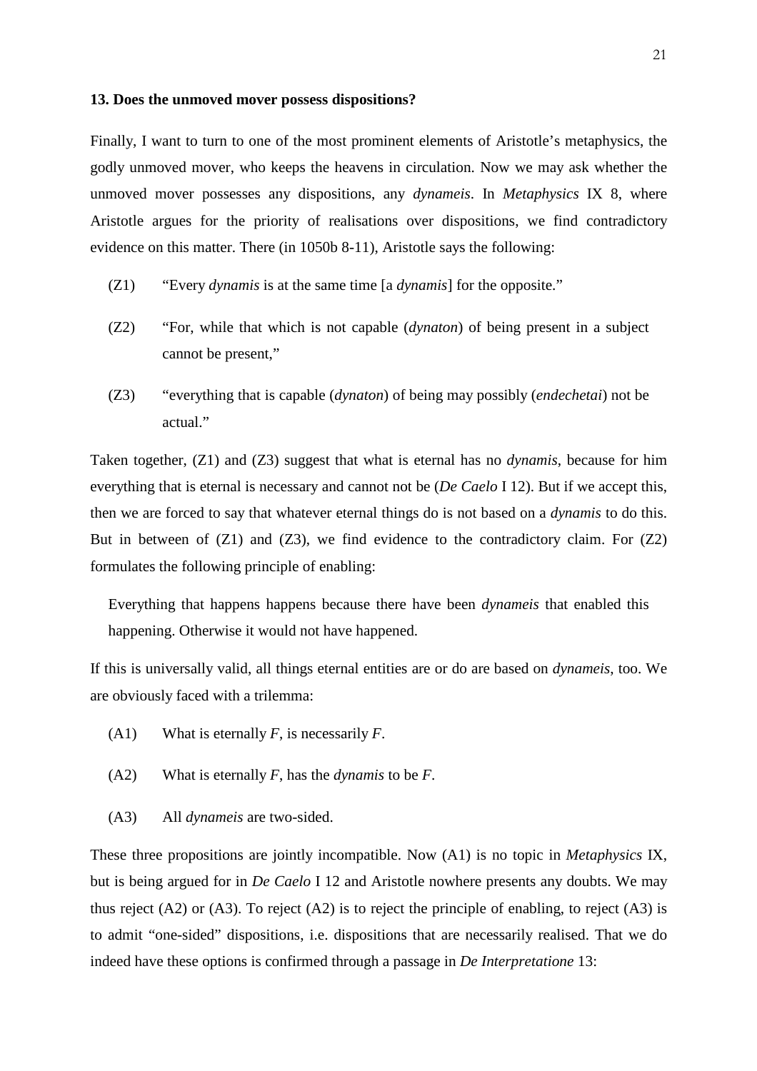### 13. Does the unmoved mover possess dispositions?

Finally, I want to turn to one of the most prominent elements of Aristotle's metaphysics, the godly unmoved mover, who keeps the heavens in circulation. Now we may ask whether the unmoved mover possesses any dispositions, any *dynameis*. In *Metaphysics* IX 8, where Aristotle argues for the priority of realisations over dispositions, we find contradictory evidence on this matter. There (in 1050b 8-11), Aristotle says the following:

(Z1) "Every *dynamis* is at the same time [a *dynamis*] for the opposite."

(Z2) "For, while that which is not capable (*dynaton*) of being present in a subject cannot be present,"

(Z3) "everything that is capable (*dynaton*) of being may possibly (*endechetai*) not be actual."

Taken together, (Z1) and (Z3) suggest that what is eternal has no *dynamis*, because for him everything that is eternal is necessary and cannot not be (*De Caelo* I 12). But if we accept this, then we are forced to say that whatever eternal things do is not based on a *dynamis* to do this. But in between of (Z1) and (Z3), we find evidence to the contradictory claim. For (Z2) formulates the following principle of enabling:

> Everything that happens happens because there have been *dynameis* that enabled this happening. Otherwise it would not have happened.

If this is universally valid, all things eternal entities are or do are based on *dynameis*, too. We are obviously faced with a trilemma:

(A1) What is eternally *F*, is necessarily *F*.

(A2) What is eternally *F*, has the *dynamis* to be *F*.

(A3) All *dynameis* are two-sided.

These three propositions are jointly incompatible. Now (A1) is no topic in *Metaphysics* IX, but is being argued for in *De Caelo* I 12 and Aristotle nowhere presents any doubts. We may thus reject (A2) or (A3). To reject (A2) is to reject the principle of enabling, to reject (A3) is to admit "one-sided" dispositions, i.e. dispositions that are necessarily realised. That we do indeed have these options is confirmed through a passage in *De Interpretatione* 13: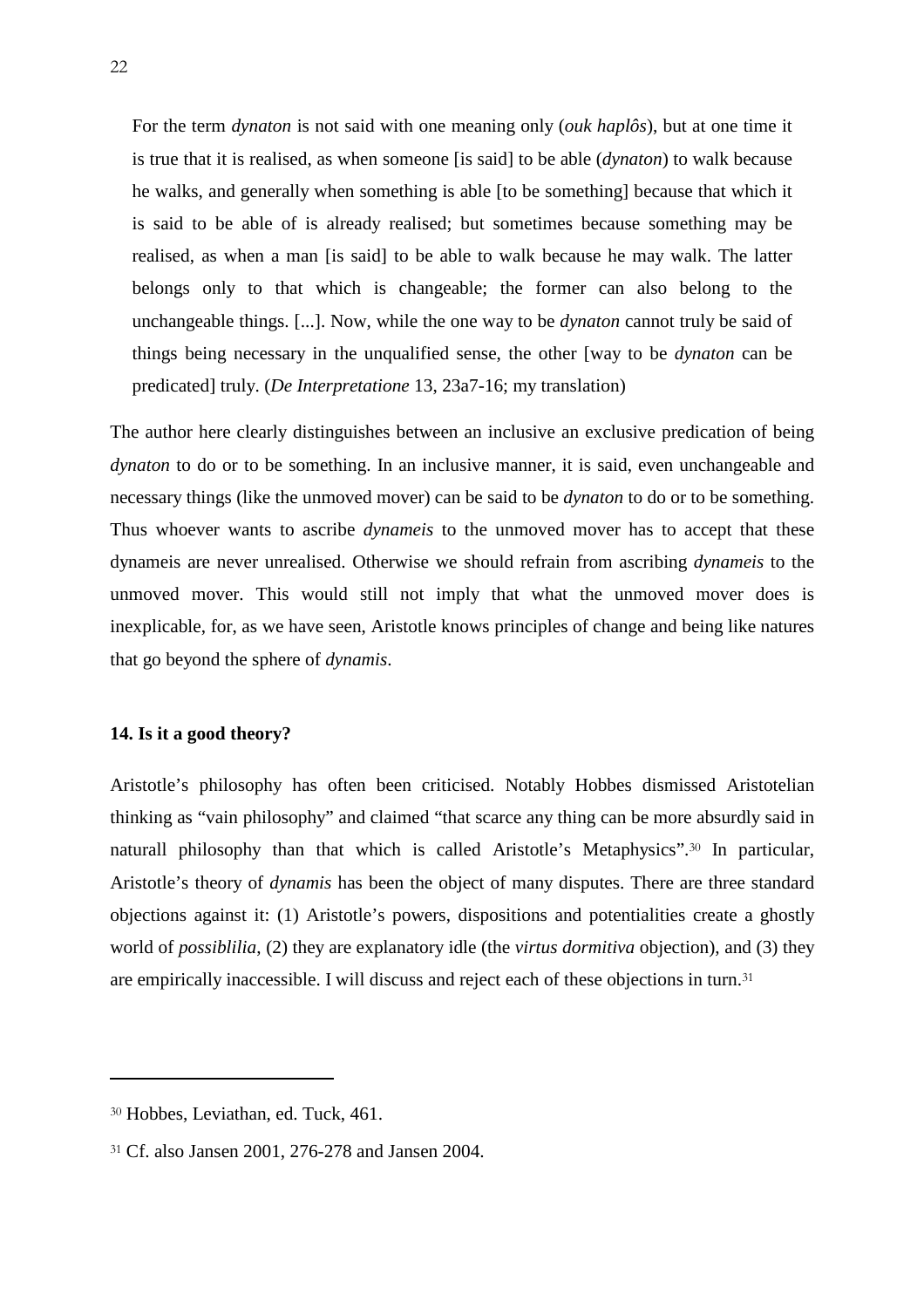> For the term *dynaton* is not said with one meaning only (*ouk haplôs*), but at one time it is true that it is realised, as when someone [is said] to be able (*dynaton*) to walk because he walks, and generally when something is able [to be something] because that which it is said to be able of is already realised; but sometimes because something may be realised, as when a man [is said] to be able to walk because he may walk. The latter belongs only to that which is changeable; the former can also belong to the unchangeable things. [...]. Now, while the one way to be *dynaton* cannot truly be said of things being necessary in the unqualified sense, the other [way to be *dynaton* can be predicated] truly. (*De Interpretatione* 13, 23a7-16; my translation)

The author here clearly distinguishes between an inclusive an exclusive predication of being *dynaton* to do or to be something. In an inclusive manner, it is said, even unchangeable and necessary things (like the unmoved mover) can be said to be *dynaton* to do or to be something. Thus whoever wants to ascribe *dynameis* to the unmoved mover has to accept that these dynameis are never unrealised. Otherwise we should refrain from ascribing *dynameis* to the unmoved mover. This would still not imply that what the unmoved mover does is inexplicable, for, as we have seen, Aristotle knows principles of change and being like natures that go beyond the sphere of *dynamis*.

**14. Is it a good theory?**

Aristotle's philosophy has often been criticised. Notably Hobbes dismissed Aristotelian thinking as "vain philosophy" and claimed "that scarce any thing can be more absurdly said in naturall philosophy than that which is called Aristotle's Metaphysics".[30] In particular, Aristotle's theory of *dynamis* has been the object of many disputes. There are three standard objections against it: (1) Aristotle's powers, dispositions and potentialities create a ghostly world of *possiblilia*, (2) they are explanatory idle (the *virtus dormitiva* objection), and (3) they are empirically inaccessible. I will discuss and reject each of these objections in turn.[31]

---

[30] Hobbes, Leviathan, ed. Tuck, 461.

[31] Cf. also Jansen 2001, 276-278 and Jansen 2004.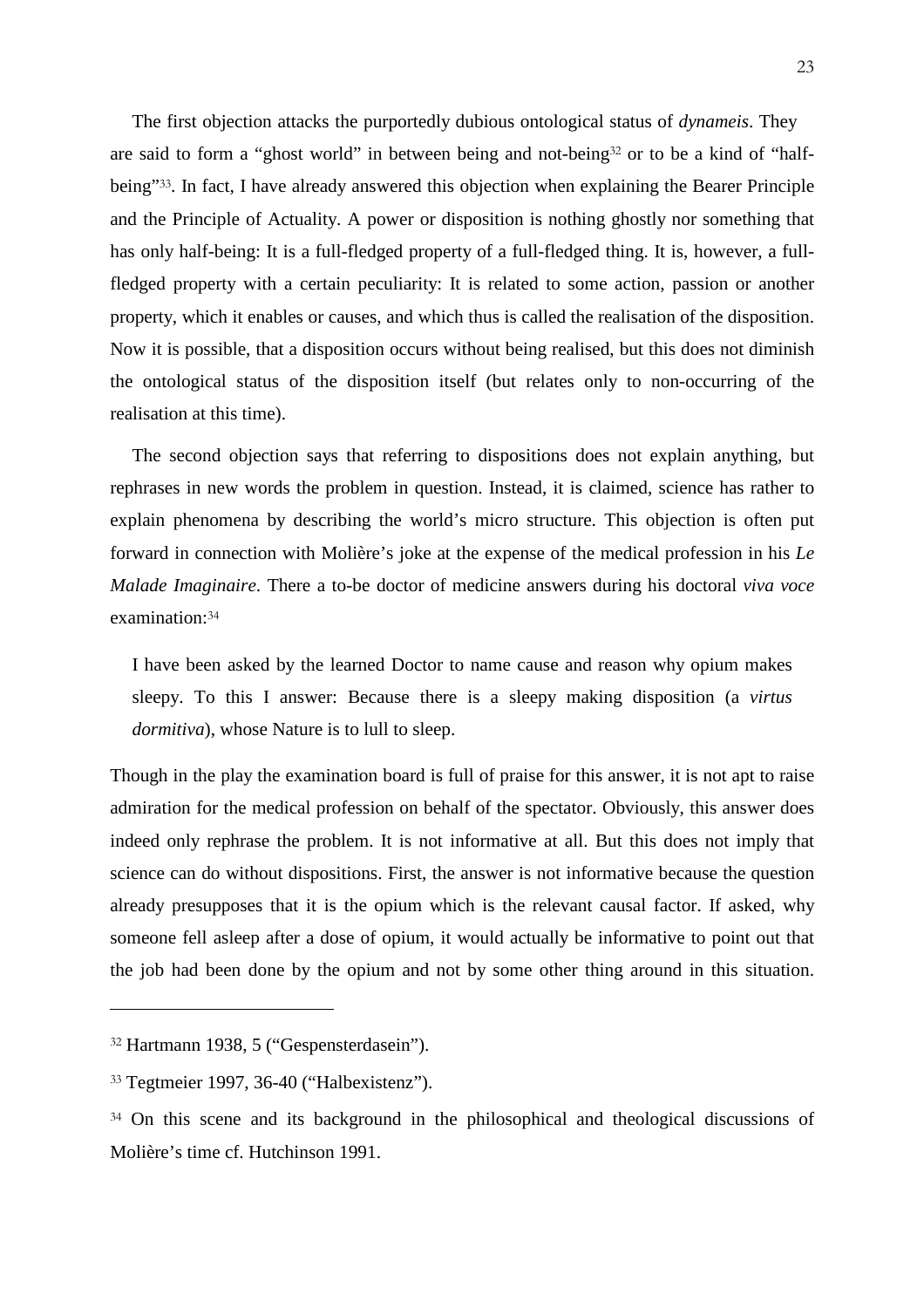The first objection attacks the purportedly dubious ontological status of *dynameis*. They are said to form a "ghost world" in between being and not-being[32] or to be a kind of "half-being"[33]. In fact, I have already answered this objection when explaining the Bearer Principle and the Principle of Actuality. A power or disposition is nothing ghostly nor something that has only half-being: It is a full-fledged property of a full-fledged thing. It is, however, a full-fledged property with a certain peculiarity: It is related to some action, passion or another property, which it enables or causes, and which thus is called the realisation of the disposition. Now it is possible, that a disposition occurs without being realised, but this does not diminish the ontological status of the disposition itself (but relates only to non-occurring of the realisation at this time).

The second objection says that referring to dispositions does not explain anything, but rephrases in new words the problem in question. Instead, it is claimed, science has rather to explain phenomena by describing the world's micro structure. This objection is often put forward in connection with Molière's joke at the expense of the medical profession in his *Le Malade Imaginaire*. There a to-be doctor of medicine answers during his doctoral *viva voce* examination:[34]

> I have been asked by the learned Doctor to name cause and reason why opium makes sleepy. To this I answer: Because there is a sleepy making disposition (a *virtus dormitiva*), whose Nature is to lull to sleep.

Though in the play the examination board is full of praise for this answer, it is not apt to raise admiration for the medical profession on behalf of the spectator. Obviously, this answer does indeed only rephrase the problem. It is not informative at all. But this does not imply that science can do without dispositions. First, the answer is not informative because the question already presupposes that it is the opium which is the relevant causal factor. If asked, why someone fell asleep after a dose of opium, it would actually be informative to point out that the job had been done by the opium and not by some other thing around in this situation.

---

[32] Hartmann 1938, 5 ("Gespensterdasein").

[33] Tegtmeier 1997, 36-40 ("Halbexistenz").

[34] On this scene and its background in the philosophical and theological discussions of Molière's time cf. Hutchinson 1991.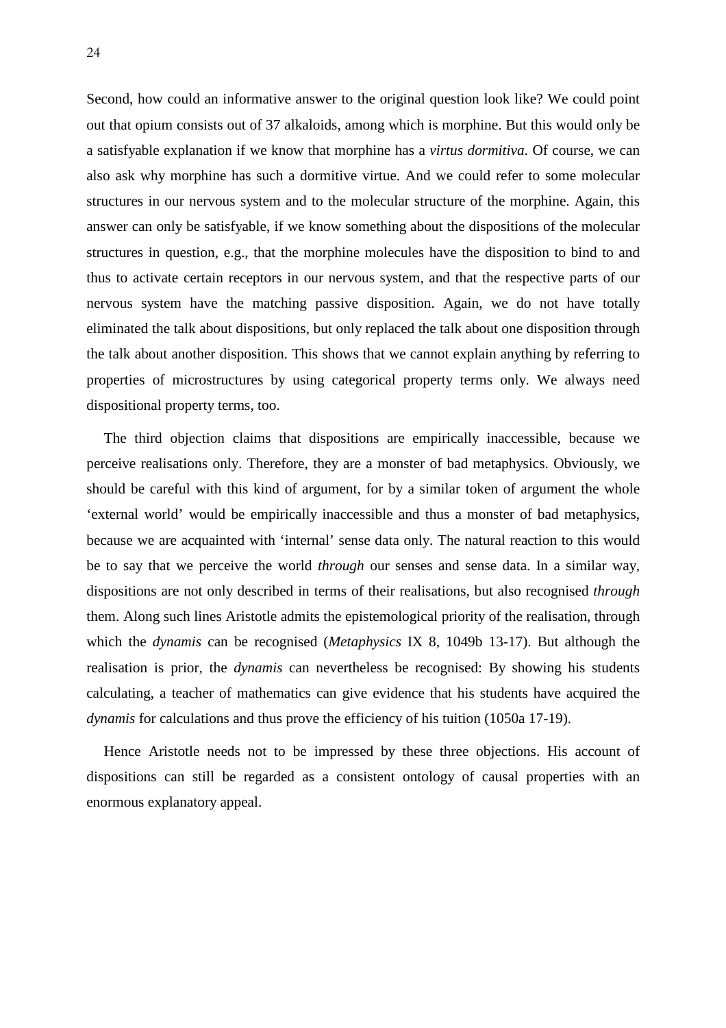Second, how could an informative answer to the original question look like? We could point out that opium consists out of 37 alkaloids, among which is morphine. But this would only be a satisfyable explanation if we know that morphine has a *virtus dormitiva*. Of course, we can also ask why morphine has such a dormitive virtue. And we could refer to some molecular structures in our nervous system and to the molecular structure of the morphine. Again, this answer can only be satisfyable, if we know something about the dispositions of the molecular structures in question, e.g., that the morphine molecules have the disposition to bind to and thus to activate certain receptors in our nervous system, and that the respective parts of our nervous system have the matching passive disposition. Again, we do not have totally eliminated the talk about dispositions, but only replaced the talk about one disposition through the talk about another disposition. This shows that we cannot explain anything by referring to properties of microstructures by using categorical property terms only. We always need dispositional property terms, too.

The third objection claims that dispositions are empirically inaccessible, because we perceive realisations only. Therefore, they are a monster of bad metaphysics. Obviously, we should be careful with this kind of argument, for by a similar token of argument the whole 'external world' would be empirically inaccessible and thus a monster of bad metaphysics, because we are acquainted with 'internal' sense data only. The natural reaction to this would be to say that we perceive the world *through* our senses and sense data. In a similar way, dispositions are not only described in terms of their realisations, but also recognised *through* them. Along such lines Aristotle admits the epistemological priority of the realisation, through which the *dynamis* can be recognised (*Metaphysics* IX 8, 1049b 13-17). But although the realisation is prior, the *dynamis* can nevertheless be recognised: By showing his students calculating, a teacher of mathematics can give evidence that his students have acquired the *dynamis* for calculations and thus prove the efficiency of his tuition (1050a 17-19).

Hence Aristotle needs not to be impressed by these three objections. His account of dispositions can still be regarded as a consistent ontology of causal properties with an enormous explanatory appeal.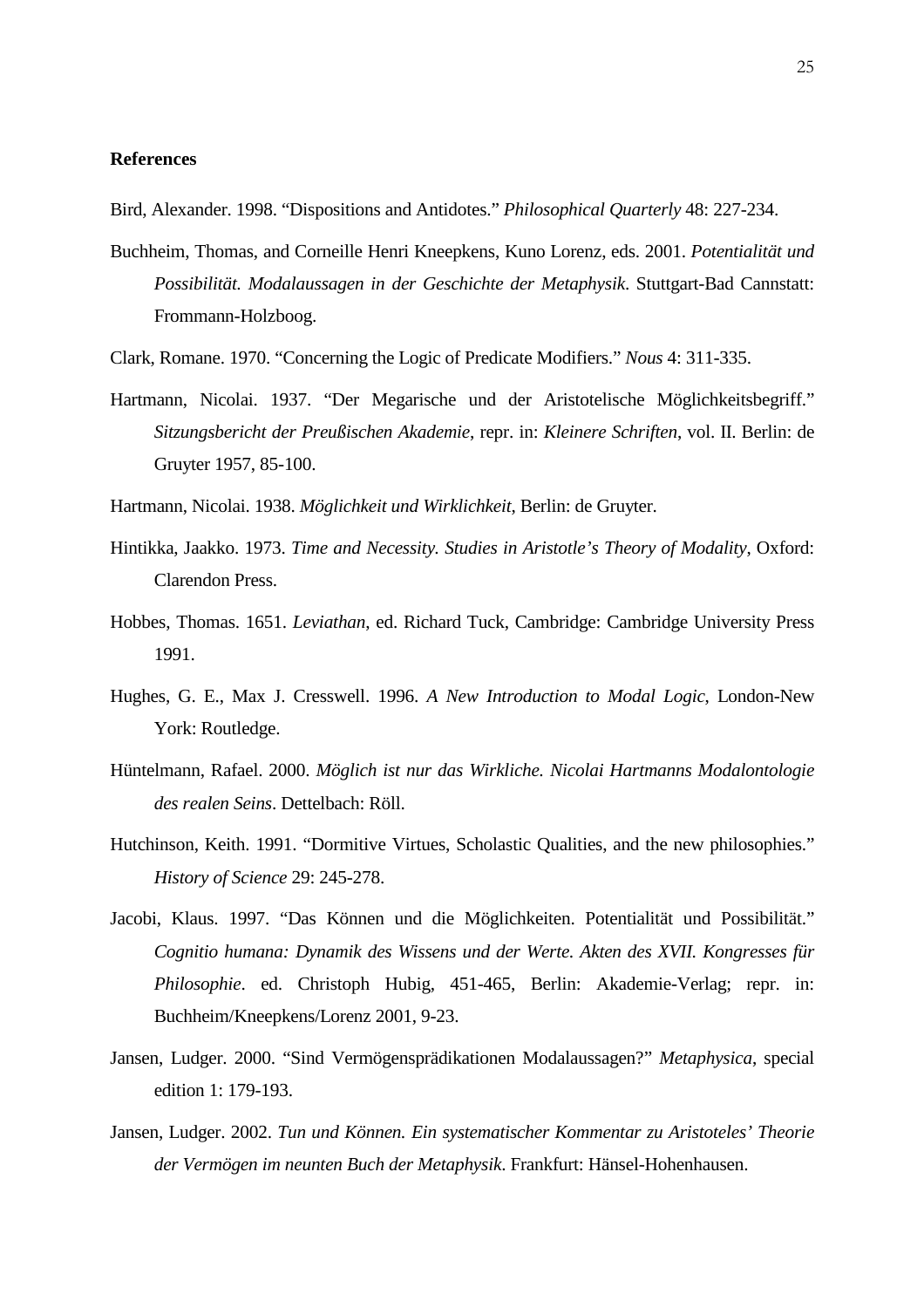**References**

Bird, Alexander. 1998. “Dispositions and Antidotes.” *Philosophical Quarterly* 48: 227-234.

Buchheim, Thomas, and Corneille Henri Kneepkens, Kuno Lorenz, eds. 2001. *Potentialität und Possibilität. Modalaussagen in der Geschichte der Metaphysik*. Stuttgart-Bad Cannstatt: Frommann-Holzboog.

Clark, Romane. 1970. “Concerning the Logic of Predicate Modifiers.” *Nous* 4: 311-335.

Hartmann, Nicolai. 1937. “Der Megarische und der Aristotelische Möglichkeitsbegriff.” *Sitzungsbericht der Preußischen Akademie*, repr. in: *Kleinere Schriften*, vol. II. Berlin: de Gruyter 1957, 85-100.

Hartmann, Nicolai. 1938. *Möglichkeit und Wirklichkeit*, Berlin: de Gruyter.

Hintikka, Jaakko. 1973. *Time and Necessity. Studies in Aristotle’s Theory of Modality*, Oxford: Clarendon Press.

Hobbes, Thomas. 1651. *Leviathan*, ed. Richard Tuck, Cambridge: Cambridge University Press 1991.

Hughes, G. E., Max J. Cresswell. 1996. *A New Introduction to Modal Logic*, London-New York: Routledge.

Hüntelmann, Rafael. 2000. *Möglich ist nur das Wirkliche. Nicolai Hartmanns Modalontologie des realen Seins*. Dettelbach: Röll.

Hutchinson, Keith. 1991. “Dormitive Virtues, Scholastic Qualities, and the new philosophies.” *History of Science* 29: 245-278.

Jacobi, Klaus. 1997. “Das Können und die Möglichkeiten. Potentialität und Possibilität.” *Cognitio humana: Dynamik des Wissens und der Werte. Akten des XVII. Kongresses für Philosophie*. ed. Christoph Hubig, 451-465, Berlin: Akademie-Verlag; repr. in: Buchheim/Kneepkens/Lorenz 2001, 9-23.

Jansen, Ludger. 2000. “Sind Vermögensprädikationen Modalaussagen?” *Metaphysica*, special edition 1: 179-193.

Jansen, Ludger. 2002. *Tun und Können. Ein systematischer Kommentar zu Aristoteles’ Theorie der Vermögen im neunten Buch der Metaphysik*. Frankfurt: Hänsel-Hohenhausen.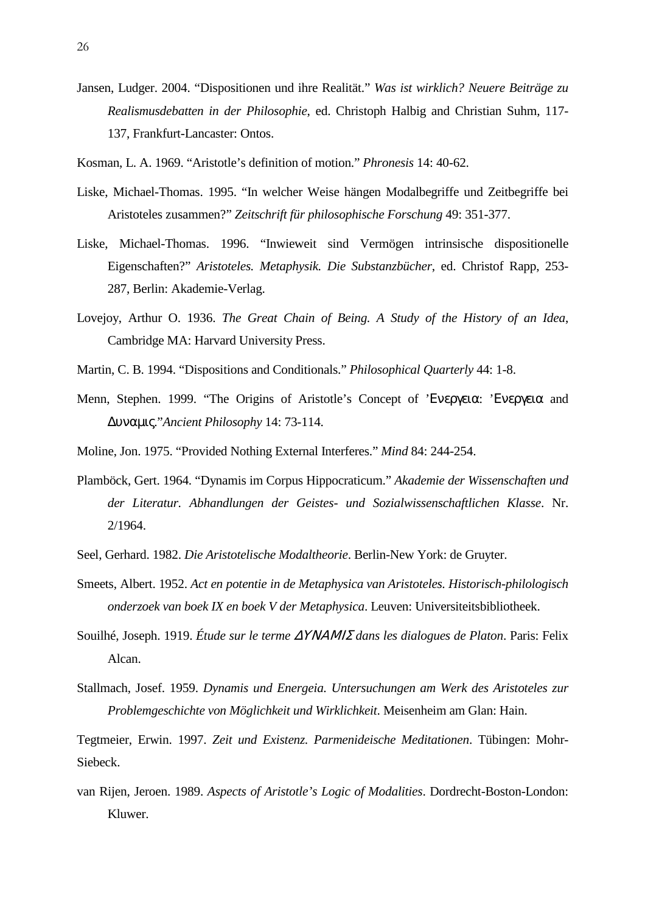Jansen, Ludger. 2004. “Dispositionen und ihre Realität.” *Was ist wirklich? Neuere Beiträge zu Realismusdebatten in der Philosophie*, ed. Christoph Halbig and Christian Suhm, 117-137, Frankfurt-Lancaster: Ontos.

Kosman, L. A. 1969. “Aristotle’s definition of motion.” *Phronesis* 14: 40-62.

Liske, Michael-Thomas. 1995. “In welcher Weise hängen Modalbegriffe und Zeitbegriffe bei Aristoteles zusammen?” *Zeitschrift für philosophische Forschung* 49: 351-377.

Liske, Michael-Thomas. 1996. “Inwieweit sind Vermögen intrinsische dispositionelle Eigenschaften?” *Aristoteles. Metaphysik. Die Substanzbücher*, ed. Christof Rapp, 253-287, Berlin: Akademie-Verlag.

Lovejoy, Arthur O. 1936. *The Great Chain of Being. A Study of the History of an Idea*, Cambridge MA: Harvard University Press.

Martin, C. B. 1994. “Dispositions and Conditionals.” *Philosophical Quarterly* 44: 1-8.

Menn, Stephen. 1999. “The Origins of Aristotle’s Concept of ’Ενεργεια: ’Ενεργεια and Δυναμις.”*Ancient Philosophy* 14: 73-114.

Moline, Jon. 1975. “Provided Nothing External Interferes.” *Mind* 84: 244-254.

Plamböck, Gert. 1964. “Dynamis im Corpus Hippocraticum.” *Akademie der Wissenschaften und der Literatur. Abhandlungen der Geistes- und Sozialwissenschaftlichen Klasse*. Nr. 2/1964.

Seel, Gerhard. 1982. *Die Aristotelische Modaltheorie*. Berlin-New York: de Gruyter.

Smeets, Albert. 1952. *Act en potentie in de Metaphysica van Aristoteles. Historisch-philologisch onderzoek van boek IX en boek V der Metaphysica*. Leuven: Universiteitsbibliotheek.

Souilhé, Joseph. 1919. *Étude sur le terme ΔΥΝΑΜΙΣ dans les dialogues de Platon*. Paris: Felix Alcan.

Stallmach, Josef. 1959. *Dynamis und Energeia. Untersuchungen am Werk des Aristoteles zur Problemgeschichte von Möglichkeit und Wirklichkeit*. Meisenheim am Glan: Hain.

Tegtmeier, Erwin. 1997. *Zeit und Existenz. Parmenideische Meditationen*. Tübingen: Mohr-Siebeck.

van Rijen, Jeroen. 1989. *Aspects of Aristotle’s Logic of Modalities*. Dordrecht-Boston-London: Kluwer.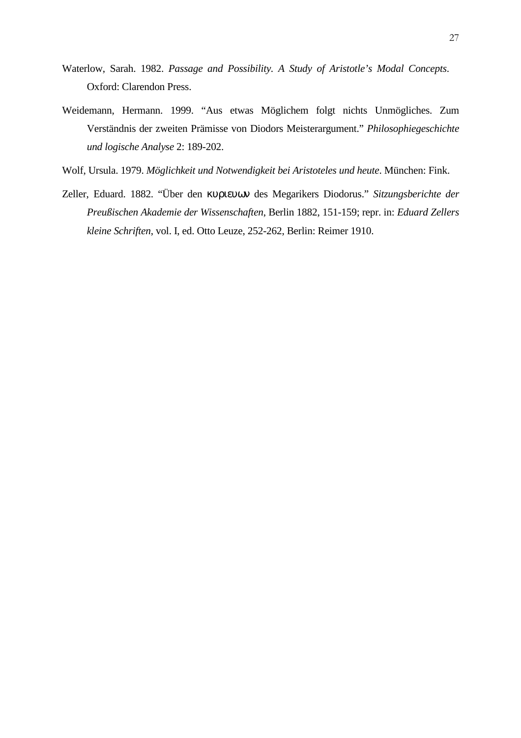Waterlow, Sarah. 1982. *Passage and Possibility. A Study of Aristotle's Modal Concepts*. Oxford: Clarendon Press.

Weidemann, Hermann. 1999. "Aus etwas Möglichem folgt nichts Unmögliches. Zum Verständnis der zweiten Prämisse von Diodors Meisterargument." *Philosophiegeschichte und logische Analyse* 2: 189-202.

Wolf, Ursula. 1979. *Möglichkeit und Notwendigkeit bei Aristoteles und heute*. München: Fink.

Zeller, Eduard. 1882. "Über den κυριευων des Megarikers Diodorus." *Sitzungsberichte der Preußischen Akademie der Wissenschaften*, Berlin 1882, 151-159; repr. in: *Eduard Zellers kleine Schriften*, vol. I, ed. Otto Leuze, 252-262, Berlin: Reimer 1910.